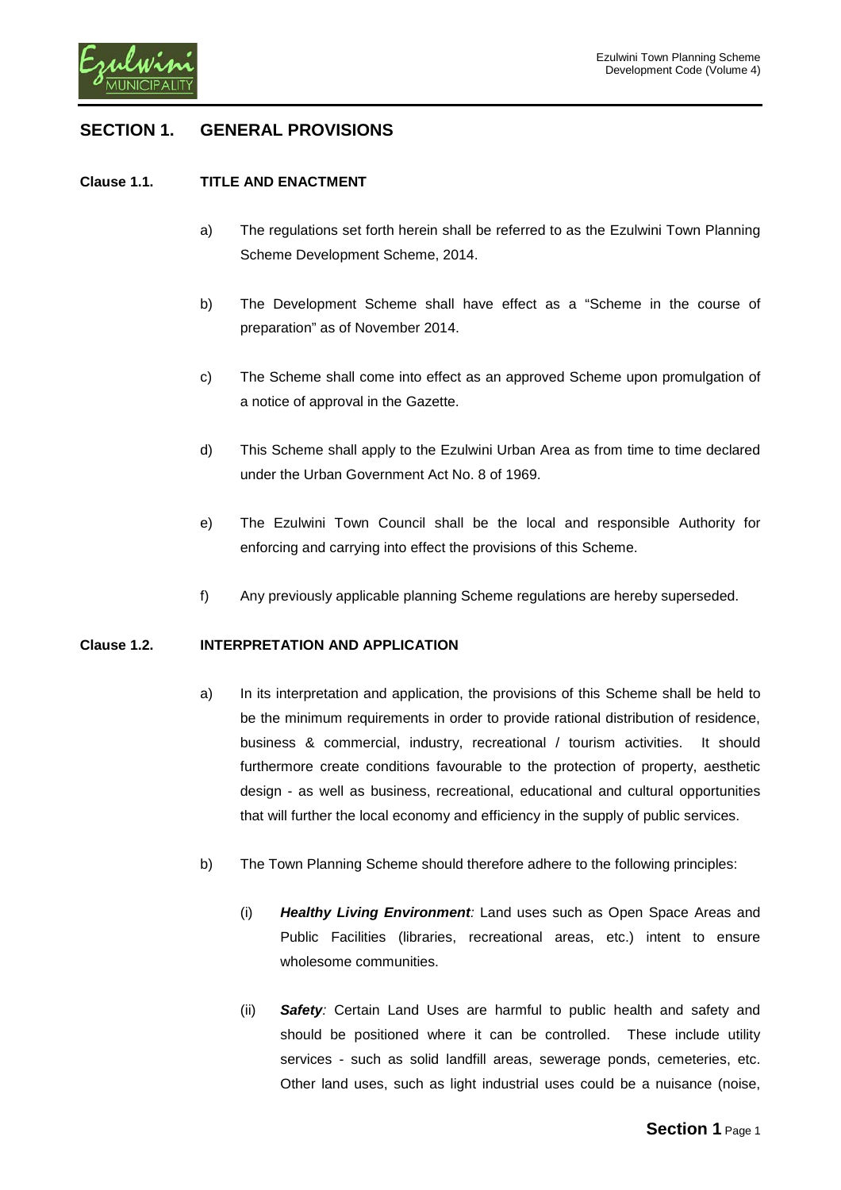# SECTION 1. GENERAL PROVISIONS

## Clause 1.1. TITLE AND ENACTMENT

a) The regulations set forth herein shall be referred to as the Ezulwini Town Planning Scheme Development Scheme, 2014.

b) The Development Scheme shall have effect as a "Scheme in the course of preparation" as of November 2014.

c) The Scheme shall come into effect as an approved Scheme upon promulgation of a notice of approval in the Gazette.

d) This Scheme shall apply to the Ezulwini Urban Area as from time to time declared under the Urban Government Act No. 8 of 1969.

e) The Ezulwini Town Council shall be the local and responsible Authority for enforcing and carrying into effect the provisions of this Scheme.

f) Any previously applicable planning Scheme regulations are hereby superseded.

## Clause 1.2. INTERPRETATION AND APPLICATION

a) In its interpretation and application, the provisions of this Scheme shall be held to be the minimum requirements in order to provide rational distribution of residence, business & commercial, industry, recreational / tourism activities. It should furthermore create conditions favourable to the protection of property, aesthetic design - as well as business, recreational, educational and cultural opportunities that will further the local economy and efficiency in the supply of public services.

b) The Town Planning Scheme should therefore adhere to the following principles:

   (i) ***Healthy Living Environment**:* Land uses such as Open Space Areas and Public Facilities (libraries, recreational areas, etc.) intent to ensure wholesome communities.

   (ii) ***Safety**:* Certain Land Uses are harmful to public health and safety and should be positioned where it can be controlled. These include utility services - such as solid landfill areas, sewerage ponds, cemeteries, etc. Other land uses, such as light industrial uses could be a nuisance (noise,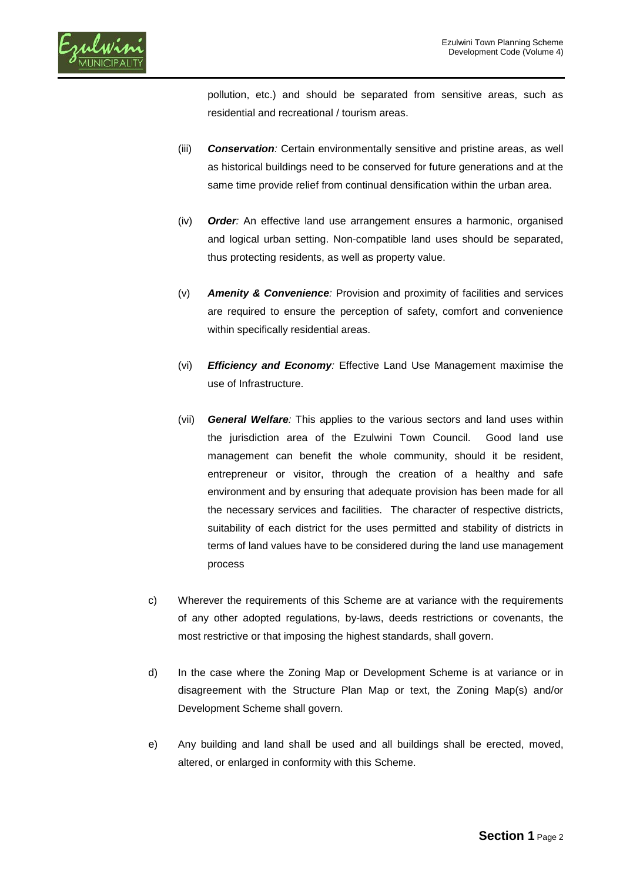pollution, etc.) and should be separated from sensitive areas, such as residential and recreational / tourism areas.

(iii) ***Conservation:*** Certain environmentally sensitive and pristine areas, as well as historical buildings need to be conserved for future generations and at the same time provide relief from continual densification within the urban area.

(iv) ***Order:*** An effective land use arrangement ensures a harmonic, organised and logical urban setting. Non-compatible land uses should be separated, thus protecting residents, as well as property value.

(v) ***Amenity & Convenience:*** Provision and proximity of facilities and services are required to ensure the perception of safety, comfort and convenience within specifically residential areas.

(vi) ***Efficiency and Economy:*** Effective Land Use Management maximise the use of Infrastructure.

(vii) ***General Welfare:*** This applies to the various sectors and land uses within the jurisdiction area of the Ezulwini Town Council. Good land use management can benefit the whole community, should it be resident, entrepreneur or visitor, through the creation of a healthy and safe environment and by ensuring that adequate provision has been made for all the necessary services and facilities. The character of respective districts, suitability of each district for the uses permitted and stability of districts in terms of land values have to be considered during the land use management process

c) Wherever the requirements of this Scheme are at variance with the requirements of any other adopted regulations, by-laws, deeds restrictions or covenants, the most restrictive or that imposing the highest standards, shall govern.

d) In the case where the Zoning Map or Development Scheme is at variance or in disagreement with the Structure Plan Map or text, the Zoning Map(s) and/or Development Scheme shall govern.

e) Any building and land shall be used and all buildings shall be erected, moved, altered, or enlarged in conformity with this Scheme.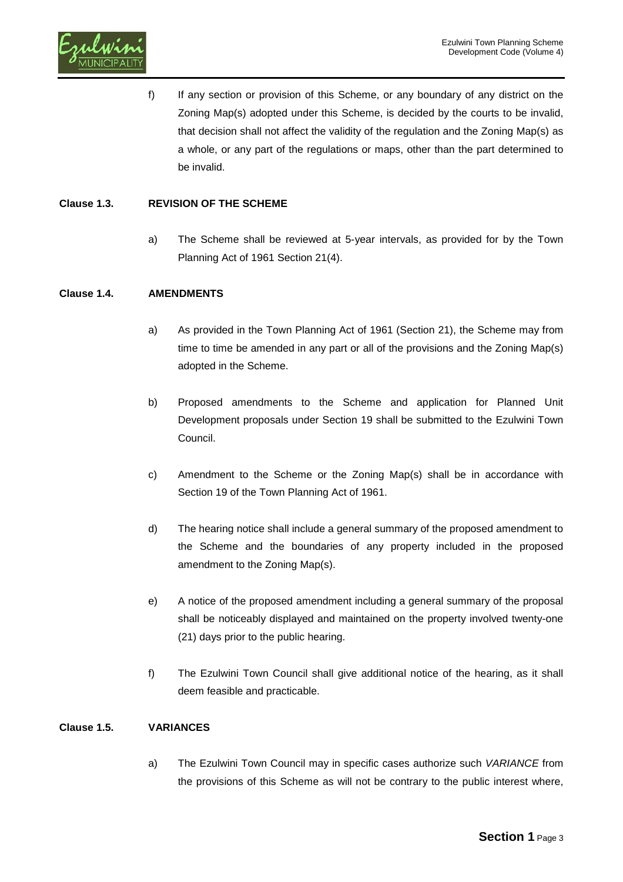f) If any section or provision of this Scheme, or any boundary of any district on the Zoning Map(s) adopted under this Scheme, is decided by the courts to be invalid, that decision shall not affect the validity of the regulation and the Zoning Map(s) as a whole, or any part of the regulations or maps, other than the part determined to be invalid.

### Clause 1.3. REVISION OF THE SCHEME

a) The Scheme shall be reviewed at 5-year intervals, as provided for by the Town Planning Act of 1961 Section 21(4).

### Clause 1.4. AMENDMENTS

a) As provided in the Town Planning Act of 1961 (Section 21), the Scheme may from time to time be amended in any part or all of the provisions and the Zoning Map(s) adopted in the Scheme.

b) Proposed amendments to the Scheme and application for Planned Unit Development proposals under Section 19 shall be submitted to the Ezulwini Town Council.

c) Amendment to the Scheme or the Zoning Map(s) shall be in accordance with Section 19 of the Town Planning Act of 1961.

d) The hearing notice shall include a general summary of the proposed amendment to the Scheme and the boundaries of any property included in the proposed amendment to the Zoning Map(s).

e) A notice of the proposed amendment including a general summary of the proposal shall be noticeably displayed and maintained on the property involved twenty-one (21) days prior to the public hearing.

f) The Ezulwini Town Council shall give additional notice of the hearing, as it shall deem feasible and practicable.

### Clause 1.5. VARIANCES

a) The Ezulwini Town Council may in specific cases authorize such *VARIANCE* from the provisions of this Scheme as will not be contrary to the public interest where,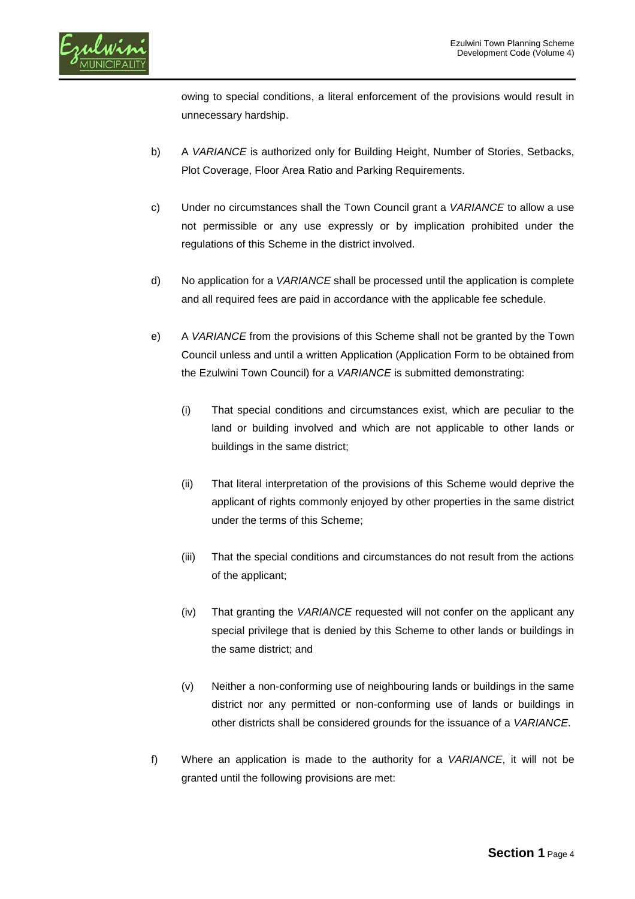owing to special conditions, a literal enforcement of the provisions would result in unnecessary hardship.

b) A *VARIANCE* is authorized only for Building Height, Number of Stories, Setbacks, Plot Coverage, Floor Area Ratio and Parking Requirements.

c) Under no circumstances shall the Town Council grant a *VARIANCE* to allow a use not permissible or any use expressly or by implication prohibited under the regulations of this Scheme in the district involved.

d) No application for a *VARIANCE* shall be processed until the application is complete and all required fees are paid in accordance with the applicable fee schedule.

e) A *VARIANCE* from the provisions of this Scheme shall not be granted by the Town Council unless and until a written Application (Application Form to be obtained from the Ezulwini Town Council) for a *VARIANCE* is submitted demonstrating:

   (i) That special conditions and circumstances exist, which are peculiar to the land or building involved and which are not applicable to other lands or buildings in the same district;

   (ii) That literal interpretation of the provisions of this Scheme would deprive the applicant of rights commonly enjoyed by other properties in the same district under the terms of this Scheme;

   (iii) That the special conditions and circumstances do not result from the actions of the applicant;

   (iv) That granting the *VARIANCE* requested will not confer on the applicant any special privilege that is denied by this Scheme to other lands or buildings in the same district; and

   (v) Neither a non-conforming use of neighbouring lands or buildings in the same district nor any permitted or non-conforming use of lands or buildings in other districts shall be considered grounds for the issuance of a *VARIANCE*.

f) Where an application is made to the authority for a *VARIANCE*, it will not be granted until the following provisions are met: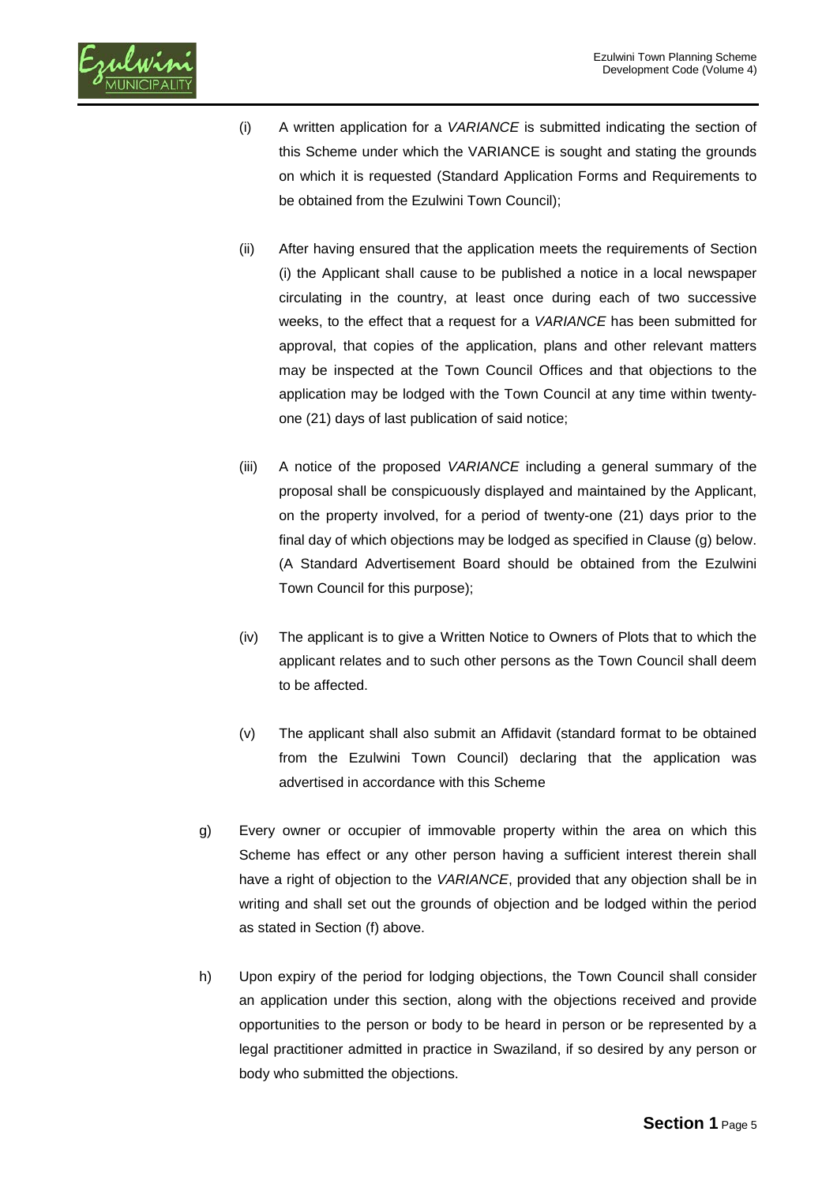(i) A written application for a *VARIANCE* is submitted indicating the section of this Scheme under which the VARIANCE is sought and stating the grounds on which it is requested (Standard Application Forms and Requirements to be obtained from the Ezulwini Town Council);

(ii) After having ensured that the application meets the requirements of Section (i) the Applicant shall cause to be published a notice in a local newspaper circulating in the country, at least once during each of two successive weeks, to the effect that a request for a *VARIANCE* has been submitted for approval, that copies of the application, plans and other relevant matters may be inspected at the Town Council Offices and that objections to the application may be lodged with the Town Council at any time within twenty-one (21) days of last publication of said notice;

(iii) A notice of the proposed *VARIANCE* including a general summary of the proposal shall be conspicuously displayed and maintained by the Applicant, on the property involved, for a period of twenty-one (21) days prior to the final day of which objections may be lodged as specified in Clause (g) below. (A Standard Advertisement Board should be obtained from the Ezulwini Town Council for this purpose);

(iv) The applicant is to give a Written Notice to Owners of Plots that to which the applicant relates and to such other persons as the Town Council shall deem to be affected.

(v) The applicant shall also submit an Affidavit (standard format to be obtained from the Ezulwini Town Council) declaring that the application was advertised in accordance with this Scheme

g) Every owner or occupier of immovable property within the area on which this Scheme has effect or any other person having a sufficient interest therein shall have a right of objection to the *VARIANCE*, provided that any objection shall be in writing and shall set out the grounds of objection and be lodged within the period as stated in Section (f) above.

h) Upon expiry of the period for lodging objections, the Town Council shall consider an application under this section, along with the objections received and provide opportunities to the person or body to be heard in person or be represented by a legal practitioner admitted in practice in Swaziland, if so desired by any person or body who submitted the objections.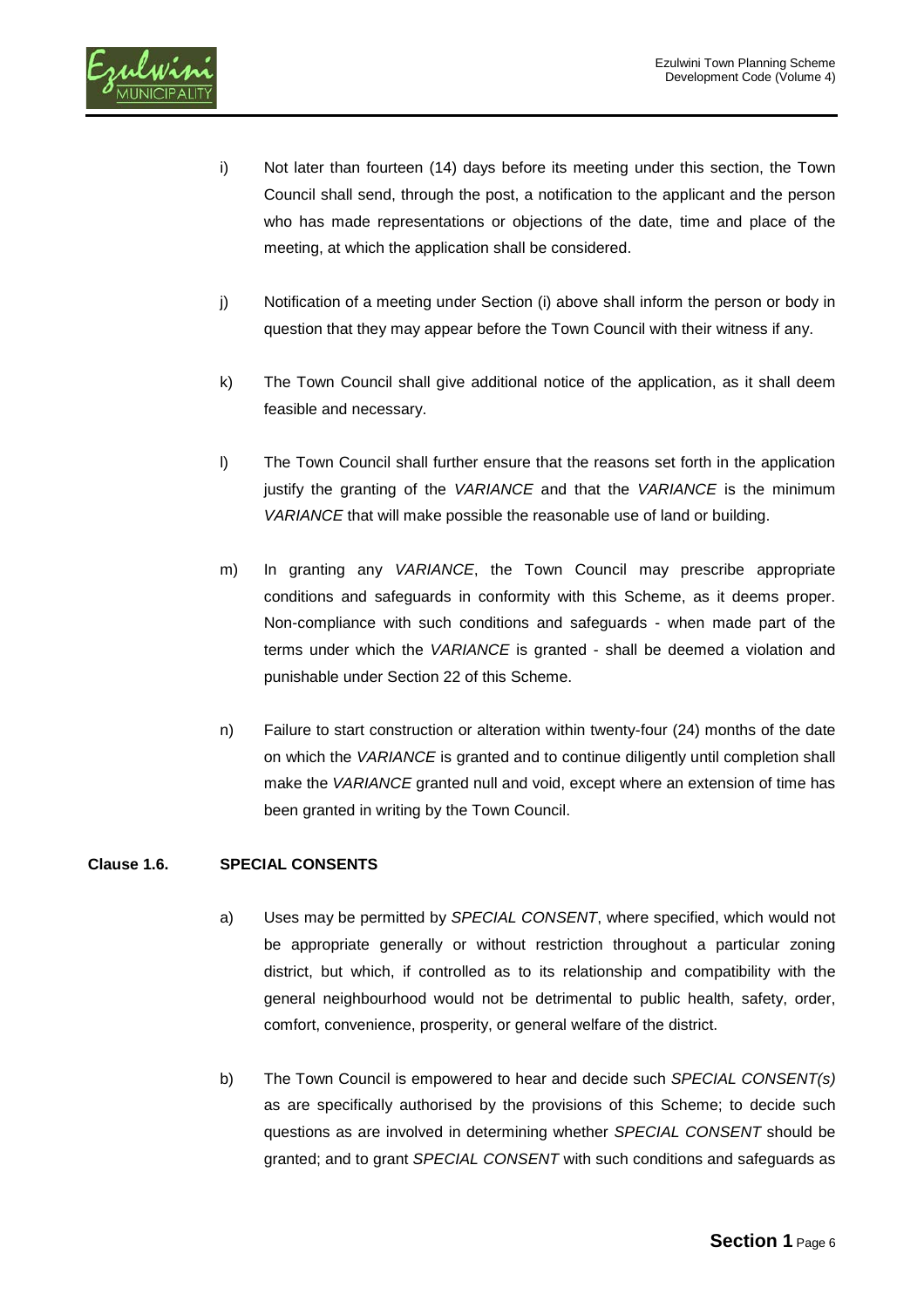i) Not later than fourteen (14) days before its meeting under this section, the Town Council shall send, through the post, a notification to the applicant and the person who has made representations or objections of the date, time and place of the meeting, at which the application shall be considered.

j) Notification of a meeting under Section (i) above shall inform the person or body in question that they may appear before the Town Council with their witness if any.

k) The Town Council shall give additional notice of the application, as it shall deem feasible and necessary.

l) The Town Council shall further ensure that the reasons set forth in the application justify the granting of the *VARIANCE* and that the *VARIANCE* is the minimum *VARIANCE* that will make possible the reasonable use of land or building.

m) In granting any *VARIANCE*, the Town Council may prescribe appropriate conditions and safeguards in conformity with this Scheme, as it deems proper. Non-compliance with such conditions and safeguards - when made part of the terms under which the *VARIANCE* is granted - shall be deemed a violation and punishable under Section 22 of this Scheme.

n) Failure to start construction or alteration within twenty-four (24) months of the date on which the *VARIANCE* is granted and to continue diligently until completion shall make the *VARIANCE* granted null and void, except where an extension of time has been granted in writing by the Town Council.

**Clause 1.6. SPECIAL CONSENTS**

a) Uses may be permitted by *SPECIAL CONSENT*, where specified, which would not be appropriate generally or without restriction throughout a particular zoning district, but which, if controlled as to its relationship and compatibility with the general neighbourhood would not be detrimental to public health, safety, order, comfort, convenience, prosperity, or general welfare of the district.

b) The Town Council is empowered to hear and decide such *SPECIAL CONSENT(s)* as are specifically authorised by the provisions of this Scheme; to decide such questions as are involved in determining whether *SPECIAL CONSENT* should be granted; and to grant *SPECIAL CONSENT* with such conditions and safeguards as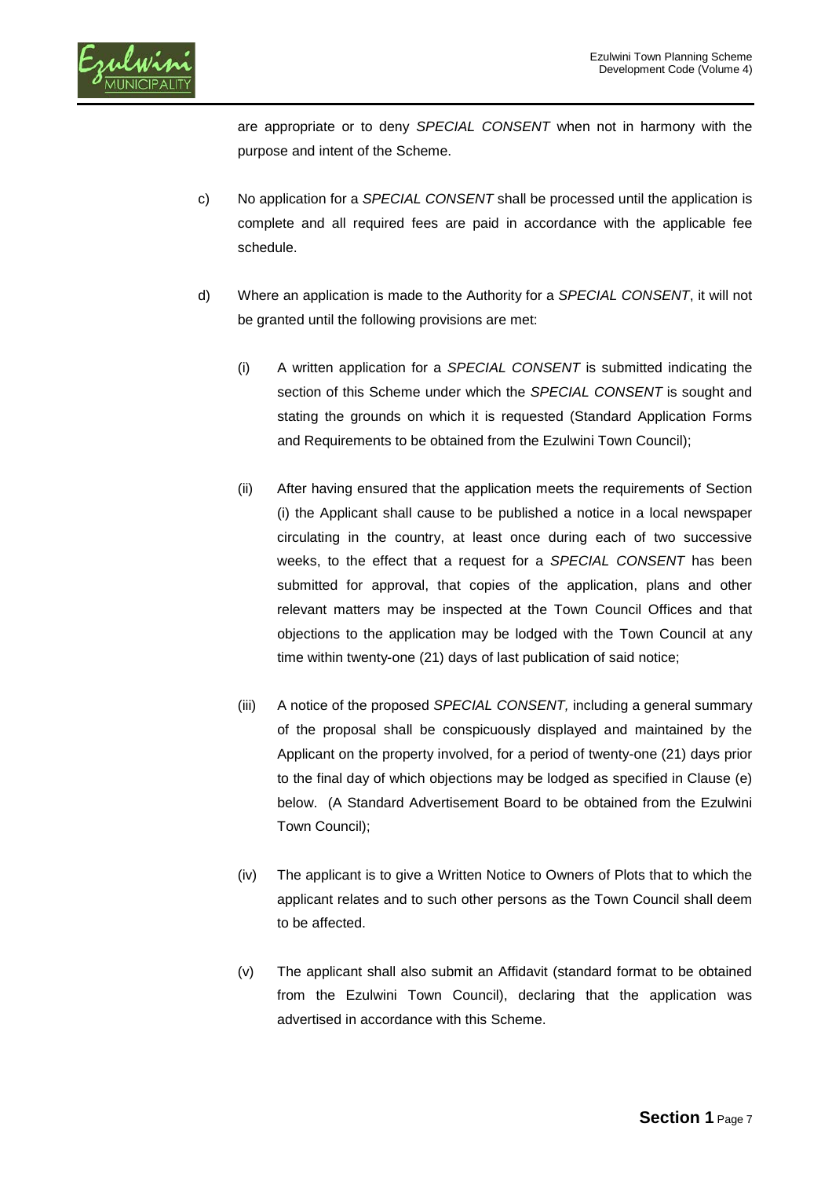are appropriate or to deny *SPECIAL CONSENT* when not in harmony with the purpose and intent of the Scheme.

c) No application for a *SPECIAL CONSENT* shall be processed until the application is complete and all required fees are paid in accordance with the applicable fee schedule.

d) Where an application is made to the Authority for a *SPECIAL CONSENT*, it will not be granted until the following provisions are met:

   (i) A written application for a *SPECIAL CONSENT* is submitted indicating the section of this Scheme under which the *SPECIAL CONSENT* is sought and stating the grounds on which it is requested (Standard Application Forms and Requirements to be obtained from the Ezulwini Town Council);

   (ii) After having ensured that the application meets the requirements of Section (i) the Applicant shall cause to be published a notice in a local newspaper circulating in the country, at least once during each of two successive weeks, to the effect that a request for a *SPECIAL CONSENT* has been submitted for approval, that copies of the application, plans and other relevant matters may be inspected at the Town Council Offices and that objections to the application may be lodged with the Town Council at any time within twenty-one (21) days of last publication of said notice;

   (iii) A notice of the proposed *SPECIAL CONSENT,* including a general summary of the proposal shall be conspicuously displayed and maintained by the Applicant on the property involved, for a period of twenty-one (21) days prior to the final day of which objections may be lodged as specified in Clause (e) below. (A Standard Advertisement Board to be obtained from the Ezulwini Town Council);

   (iv) The applicant is to give a Written Notice to Owners of Plots that to which the applicant relates and to such other persons as the Town Council shall deem to be affected.

   (v) The applicant shall also submit an Affidavit (standard format to be obtained from the Ezulwini Town Council), declaring that the application was advertised in accordance with this Scheme.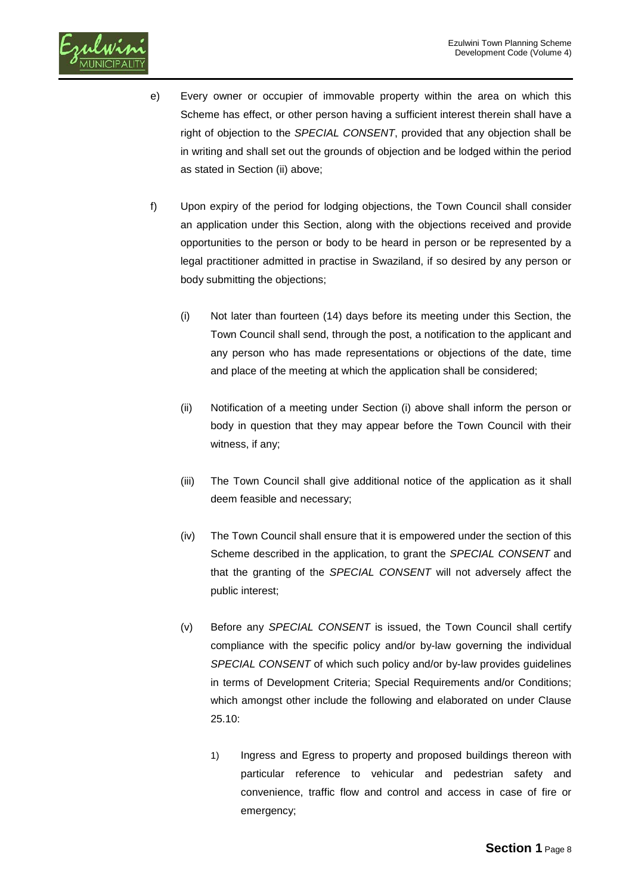e) Every owner or occupier of immovable property within the area on which this Scheme has effect, or other person having a sufficient interest therein shall have a right of objection to the *SPECIAL CONSENT*, provided that any objection shall be in writing and shall set out the grounds of objection and be lodged within the period as stated in Section (ii) above;

f) Upon expiry of the period for lodging objections, the Town Council shall consider an application under this Section, along with the objections received and provide opportunities to the person or body to be heard in person or be represented by a legal practitioner admitted in practise in Swaziland, if so desired by any person or body submitting the objections;

   (i) Not later than fourteen (14) days before its meeting under this Section, the Town Council shall send, through the post, a notification to the applicant and any person who has made representations or objections of the date, time and place of the meeting at which the application shall be considered;

   (ii) Notification of a meeting under Section (i) above shall inform the person or body in question that they may appear before the Town Council with their witness, if any;

   (iii) The Town Council shall give additional notice of the application as it shall deem feasible and necessary;

   (iv) The Town Council shall ensure that it is empowered under the section of this Scheme described in the application, to grant the *SPECIAL CONSENT* and that the granting of the *SPECIAL CONSENT* will not adversely affect the public interest;

   (v) Before any *SPECIAL CONSENT* is issued, the Town Council shall certify compliance with the specific policy and/or by-law governing the individual *SPECIAL CONSENT* of which such policy and/or by-law provides guidelines in terms of Development Criteria; Special Requirements and/or Conditions; which amongst other include the following and elaborated on under Clause 25.10:

      1) Ingress and Egress to property and proposed buildings thereon with particular reference to vehicular and pedestrian safety and convenience, traffic flow and control and access in case of fire or emergency;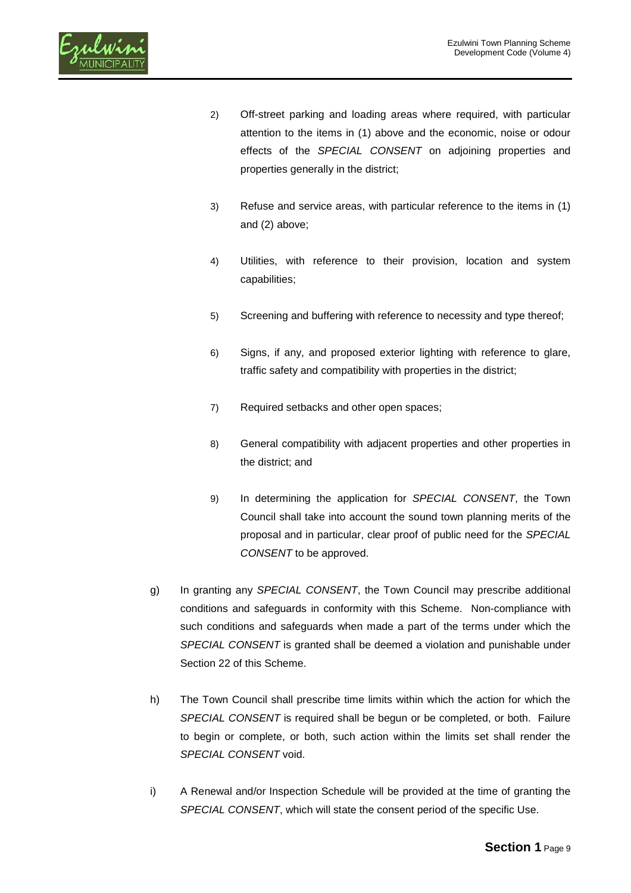2) Off-street parking and loading areas where required, with particular attention to the items in (1) above and the economic, noise or odour effects of the *SPECIAL CONSENT* on adjoining properties and properties generally in the district;

3) Refuse and service areas, with particular reference to the items in (1) and (2) above;

4) Utilities, with reference to their provision, location and system capabilities;

5) Screening and buffering with reference to necessity and type thereof;

6) Signs, if any, and proposed exterior lighting with reference to glare, traffic safety and compatibility with properties in the district;

7) Required setbacks and other open spaces;

8) General compatibility with adjacent properties and other properties in the district; and

9) In determining the application for *SPECIAL CONSENT*, the Town Council shall take into account the sound town planning merits of the proposal and in particular, clear proof of public need for the *SPECIAL CONSENT* to be approved.

g) In granting any *SPECIAL CONSENT*, the Town Council may prescribe additional conditions and safeguards in conformity with this Scheme. Non-compliance with such conditions and safeguards when made a part of the terms under which the *SPECIAL CONSENT* is granted shall be deemed a violation and punishable under Section 22 of this Scheme.

h) The Town Council shall prescribe time limits within which the action for which the *SPECIAL CONSENT* is required shall be begun or be completed, or both. Failure to begin or complete, or both, such action within the limits set shall render the *SPECIAL CONSENT* void.

i) A Renewal and/or Inspection Schedule will be provided at the time of granting the *SPECIAL CONSENT*, which will state the consent period of the specific Use.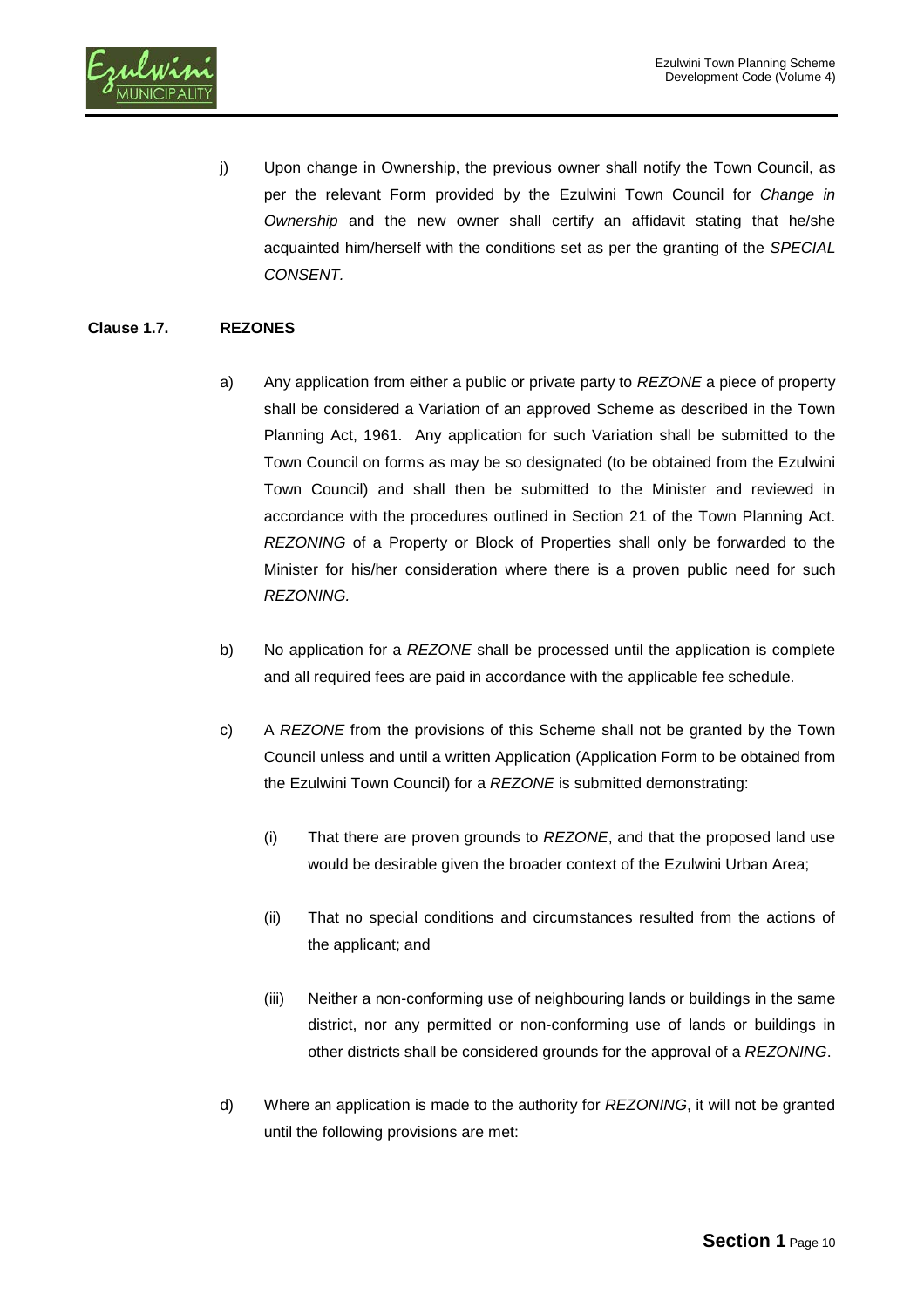j) Upon change in Ownership, the previous owner shall notify the Town Council, as per the relevant Form provided by the Ezulwini Town Council for *Change in Ownership* and the new owner shall certify an affidavit stating that he/she acquainted him/herself with the conditions set as per the granting of the *SPECIAL CONSENT*.

**Clause 1.7. REZONES**

a) Any application from either a public or private party to *REZONE* a piece of property shall be considered a Variation of an approved Scheme as described in the Town Planning Act, 1961. Any application for such Variation shall be submitted to the Town Council on forms as may be so designated (to be obtained from the Ezulwini Town Council) and shall then be submitted to the Minister and reviewed in accordance with the procedures outlined in Section 21 of the Town Planning Act. *REZONING* of a Property or Block of Properties shall only be forwarded to the Minister for his/her consideration where there is a proven public need for such *REZONING.*

b) No application for a *REZONE* shall be processed until the application is complete and all required fees are paid in accordance with the applicable fee schedule.

c) A *REZONE* from the provisions of this Scheme shall not be granted by the Town Council unless and until a written Application (Application Form to be obtained from the Ezulwini Town Council) for a *REZONE* is submitted demonstrating:

   (i) That there are proven grounds to *REZONE*, and that the proposed land use would be desirable given the broader context of the Ezulwini Urban Area;

   (ii) That no special conditions and circumstances resulted from the actions of the applicant; and

   (iii) Neither a non-conforming use of neighbouring lands or buildings in the same district, nor any permitted or non-conforming use of lands or buildings in other districts shall be considered grounds for the approval of a *REZONING*.

d) Where an application is made to the authority for *REZONING*, it will not be granted until the following provisions are met: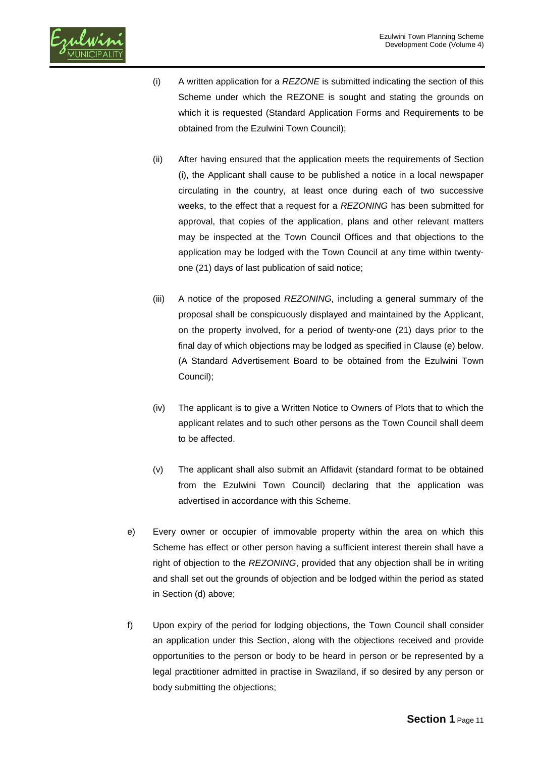(i) A written application for a *REZONE* is submitted indicating the section of this Scheme under which the REZONE is sought and stating the grounds on which it is requested (Standard Application Forms and Requirements to be obtained from the Ezulwini Town Council);

(ii) After having ensured that the application meets the requirements of Section (i), the Applicant shall cause to be published a notice in a local newspaper circulating in the country, at least once during each of two successive weeks, to the effect that a request for a *REZONING* has been submitted for approval, that copies of the application, plans and other relevant matters may be inspected at the Town Council Offices and that objections to the application may be lodged with the Town Council at any time within twenty-one (21) days of last publication of said notice;

(iii) A notice of the proposed *REZONING,* including a general summary of the proposal shall be conspicuously displayed and maintained by the Applicant, on the property involved, for a period of twenty-one (21) days prior to the final day of which objections may be lodged as specified in Clause (e) below. (A Standard Advertisement Board to be obtained from the Ezulwini Town Council);

(iv) The applicant is to give a Written Notice to Owners of Plots that to which the applicant relates and to such other persons as the Town Council shall deem to be affected.

(v) The applicant shall also submit an Affidavit (standard format to be obtained from the Ezulwini Town Council) declaring that the application was advertised in accordance with this Scheme.

e) Every owner or occupier of immovable property within the area on which this Scheme has effect or other person having a sufficient interest therein shall have a right of objection to the *REZONING*, provided that any objection shall be in writing and shall set out the grounds of objection and be lodged within the period as stated in Section (d) above;

f) Upon expiry of the period for lodging objections, the Town Council shall consider an application under this Section, along with the objections received and provide opportunities to the person or body to be heard in person or be represented by a legal practitioner admitted in practise in Swaziland, if so desired by any person or body submitting the objections;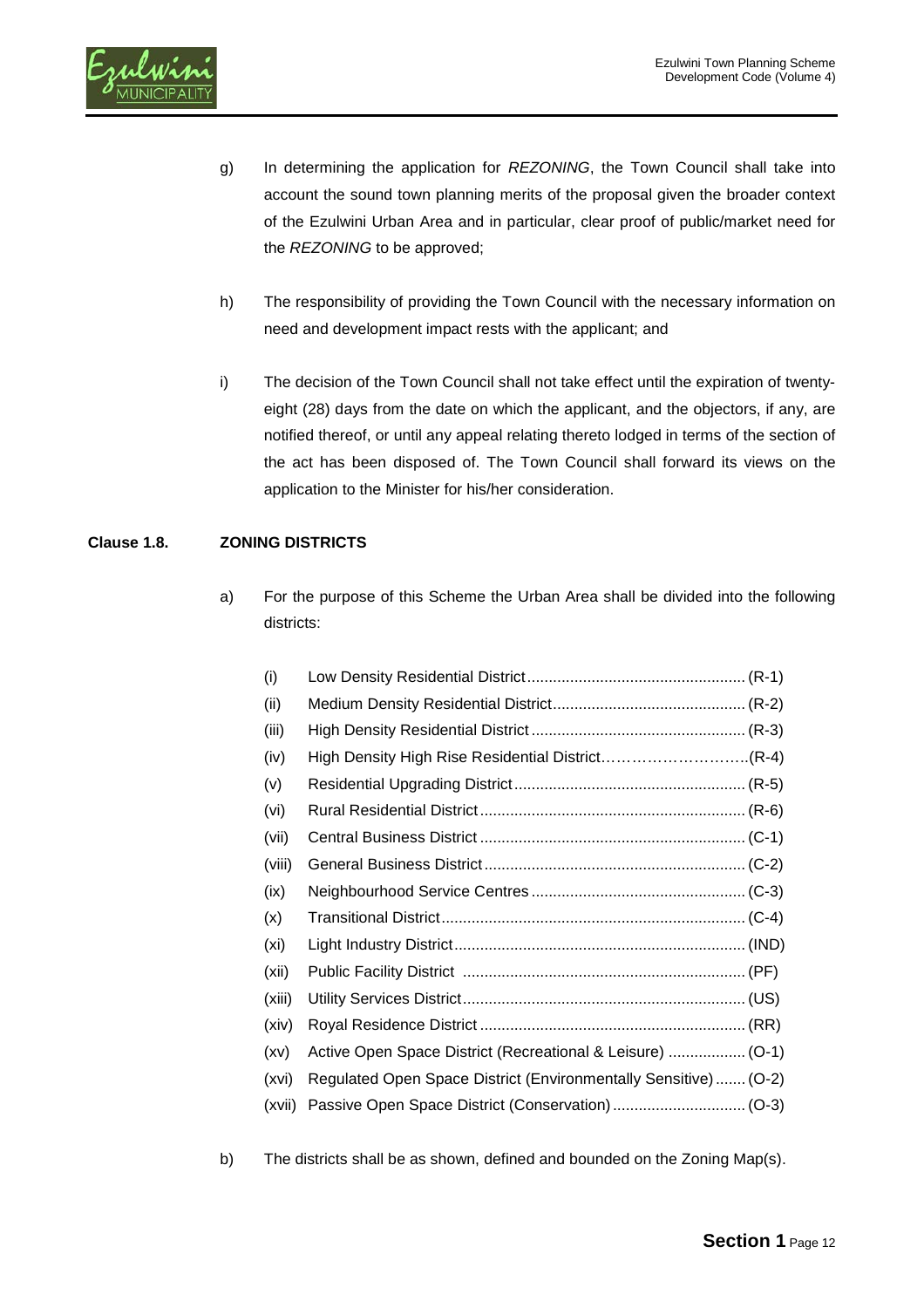g) In determining the application for *REZONING*, the Town Council shall take into account the sound town planning merits of the proposal given the broader context of the Ezulwini Urban Area and in particular, clear proof of public/market need for the *REZONING* to be approved;

h) The responsibility of providing the Town Council with the necessary information on need and development impact rests with the applicant; and

i) The decision of the Town Council shall not take effect until the expiration of twenty-eight (28) days from the date on which the applicant, and the objectors, if any, are notified thereof, or until any appeal relating thereto lodged in terms of the section of the act has been disposed of. The Town Council shall forward its views on the application to the Minister for his/her consideration.

**Clause 1.8. ZONING DISTRICTS**

a) For the purpose of this Scheme the Urban Area shall be divided into the following districts:

(i) Low Density Residential District .................................................. (R-1)
(ii) Medium Density Residential District ............................................ (R-2)
(iii) High Density Residential District ................................................. (R-3)
(iv) High Density High Rise Residential District…………………………(R-4)
(v) Residential Upgrading District ..................................................... (R-5)
(vi) Rural Residential District ............................................................. (R-6)
(vii) Central Business District ............................................................. (C-1)
(viii) General Business District ............................................................ (C-2)
(ix) Neighbourhood Service Centres ................................................. (C-3)
(x) Transitional District ...................................................................... (C-4)
(xi) Light Industry District ................................................................... (IND)
(xii) Public Facility District ................................................................. (PF)
(xiii) Utility Services District ................................................................. (US)
(xiv) Royal Residence District ............................................................. (RR)
(xv) Active Open Space District (Recreational & Leisure) .................. (O-1)
(xvi) Regulated Open Space District (Environmentally Sensitive) ....... (O-2)
(xvii) Passive Open Space District (Conservation) ............................... (O-3)

b) The districts shall be as shown, defined and bounded on the Zoning Map(s).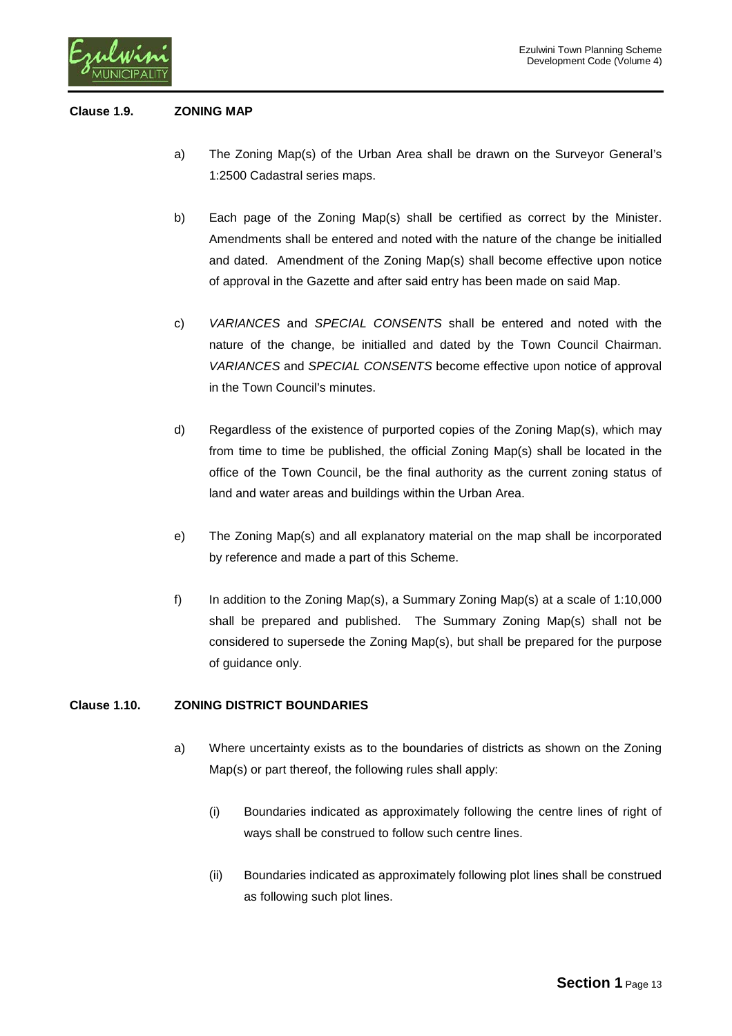**Clause 1.9. ZONING MAP**

a) The Zoning Map(s) of the Urban Area shall be drawn on the Surveyor General's 1:2500 Cadastral series maps.

b) Each page of the Zoning Map(s) shall be certified as correct by the Minister. Amendments shall be entered and noted with the nature of the change be initialled and dated. Amendment of the Zoning Map(s) shall become effective upon notice of approval in the Gazette and after said entry has been made on said Map.

c) *VARIANCES* and *SPECIAL CONSENTS* shall be entered and noted with the nature of the change, be initialled and dated by the Town Council Chairman. *VARIANCES* and *SPECIAL CONSENTS* become effective upon notice of approval in the Town Council's minutes.

d) Regardless of the existence of purported copies of the Zoning Map(s), which may from time to time be published, the official Zoning Map(s) shall be located in the office of the Town Council, be the final authority as the current zoning status of land and water areas and buildings within the Urban Area.

e) The Zoning Map(s) and all explanatory material on the map shall be incorporated by reference and made a part of this Scheme.

f) In addition to the Zoning Map(s), a Summary Zoning Map(s) at a scale of 1:10,000 shall be prepared and published. The Summary Zoning Map(s) shall not be considered to supersede the Zoning Map(s), but shall be prepared for the purpose of guidance only.

**Clause 1.10. ZONING DISTRICT BOUNDARIES**

a) Where uncertainty exists as to the boundaries of districts as shown on the Zoning Map(s) or part thereof, the following rules shall apply:

   (i) Boundaries indicated as approximately following the centre lines of right of ways shall be construed to follow such centre lines.

   (ii) Boundaries indicated as approximately following plot lines shall be construed as following such plot lines.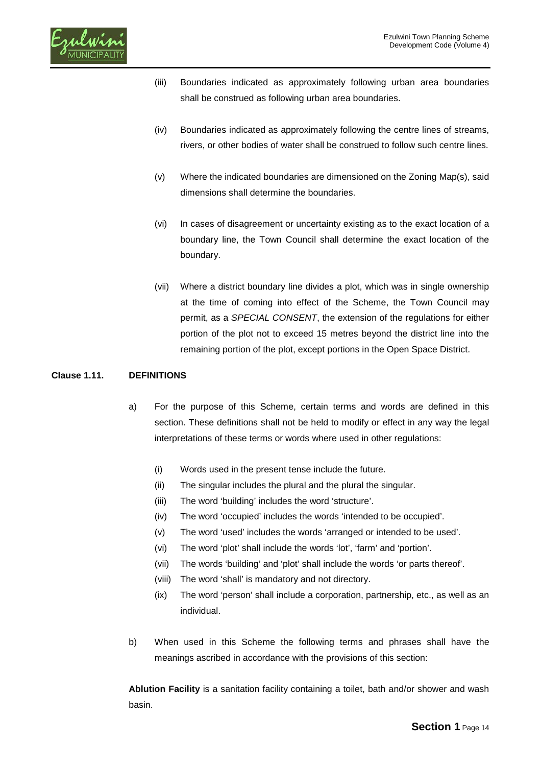(iii) Boundaries indicated as approximately following urban area boundaries shall be construed as following urban area boundaries.

(iv) Boundaries indicated as approximately following the centre lines of streams, rivers, or other bodies of water shall be construed to follow such centre lines.

(v) Where the indicated boundaries are dimensioned on the Zoning Map(s), said dimensions shall determine the boundaries.

(vi) In cases of disagreement or uncertainty existing as to the exact location of a boundary line, the Town Council shall determine the exact location of the boundary.

(vii) Where a district boundary line divides a plot, which was in single ownership at the time of coming into effect of the Scheme, the Town Council may permit, as a *SPECIAL CONSENT*, the extension of the regulations for either portion of the plot not to exceed 15 metres beyond the district line into the remaining portion of the plot, except portions in the Open Space District.

**Clause 1.11. DEFINITIONS**

a) For the purpose of this Scheme, certain terms and words are defined in this section. These definitions shall not be held to modify or effect in any way the legal interpretations of these terms or words where used in other regulations:

(i) Words used in the present tense include the future.
(ii) The singular includes the plural and the plural the singular.
(iii) The word 'building' includes the word 'structure'.
(iv) The word 'occupied' includes the words 'intended to be occupied'.
(v) The word 'used' includes the words 'arranged or intended to be used'.
(vi) The word 'plot' shall include the words 'lot', 'farm' and 'portion'.
(vii) The words 'building' and 'plot' shall include the words 'or parts thereof'.
(viii) The word 'shall' is mandatory and not directory.
(ix) The word 'person' shall include a corporation, partnership, etc., as well as an individual.

b) When used in this Scheme the following terms and phrases shall have the meanings ascribed in accordance with the provisions of this section:

**Ablution Facility** is a sanitation facility containing a toilet, bath and/or shower and wash basin.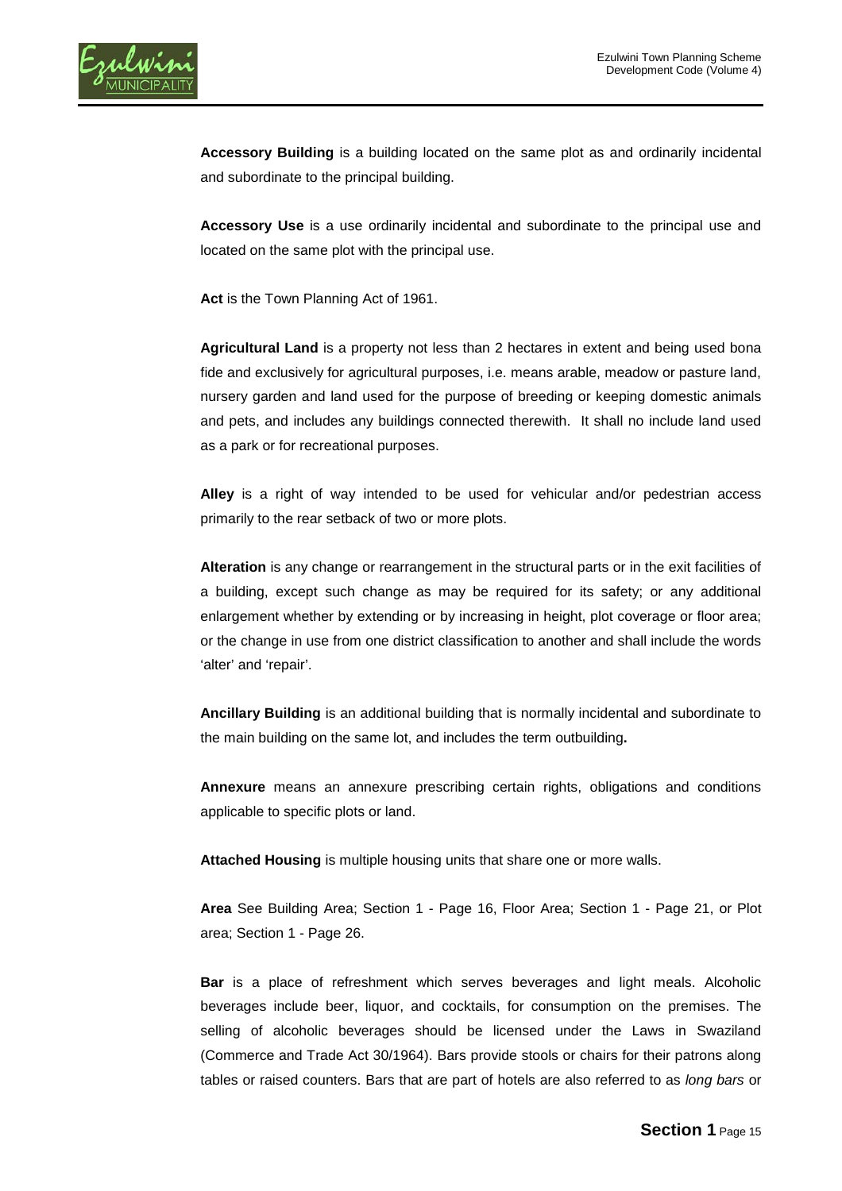**Accessory Building** is a building located on the same plot as and ordinarily incidental and subordinate to the principal building.

**Accessory Use** is a use ordinarily incidental and subordinate to the principal use and located on the same plot with the principal use.

**Act** is the Town Planning Act of 1961.

**Agricultural Land** is a property not less than 2 hectares in extent and being used bona fide and exclusively for agricultural purposes, i.e. means arable, meadow or pasture land, nursery garden and land used for the purpose of breeding or keeping domestic animals and pets, and includes any buildings connected therewith. It shall no include land used as a park or for recreational purposes.

**Alley** is a right of way intended to be used for vehicular and/or pedestrian access primarily to the rear setback of two or more plots.

**Alteration** is any change or rearrangement in the structural parts or in the exit facilities of a building, except such change as may be required for its safety; or any additional enlargement whether by extending or by increasing in height, plot coverage or floor area; or the change in use from one district classification to another and shall include the words 'alter' and 'repair'.

**Ancillary Building** is an additional building that is normally incidental and subordinate to the main building on the same lot, and includes the term outbuilding**.**

**Annexure** means an annexure prescribing certain rights, obligations and conditions applicable to specific plots or land.

**Attached Housing** is multiple housing units that share one or more walls.

**Area** See Building Area; Section 1 - Page 16, Floor Area; Section 1 - Page 21, or Plot area; Section 1 - Page 26.

**Bar** is a place of refreshment which serves beverages and light meals. Alcoholic beverages include beer, liquor, and cocktails, for consumption on the premises. The selling of alcoholic beverages should be licensed under the Laws in Swaziland (Commerce and Trade Act 30/1964). Bars provide stools or chairs for their patrons along tables or raised counters. Bars that are part of hotels are also referred to as *long bars* or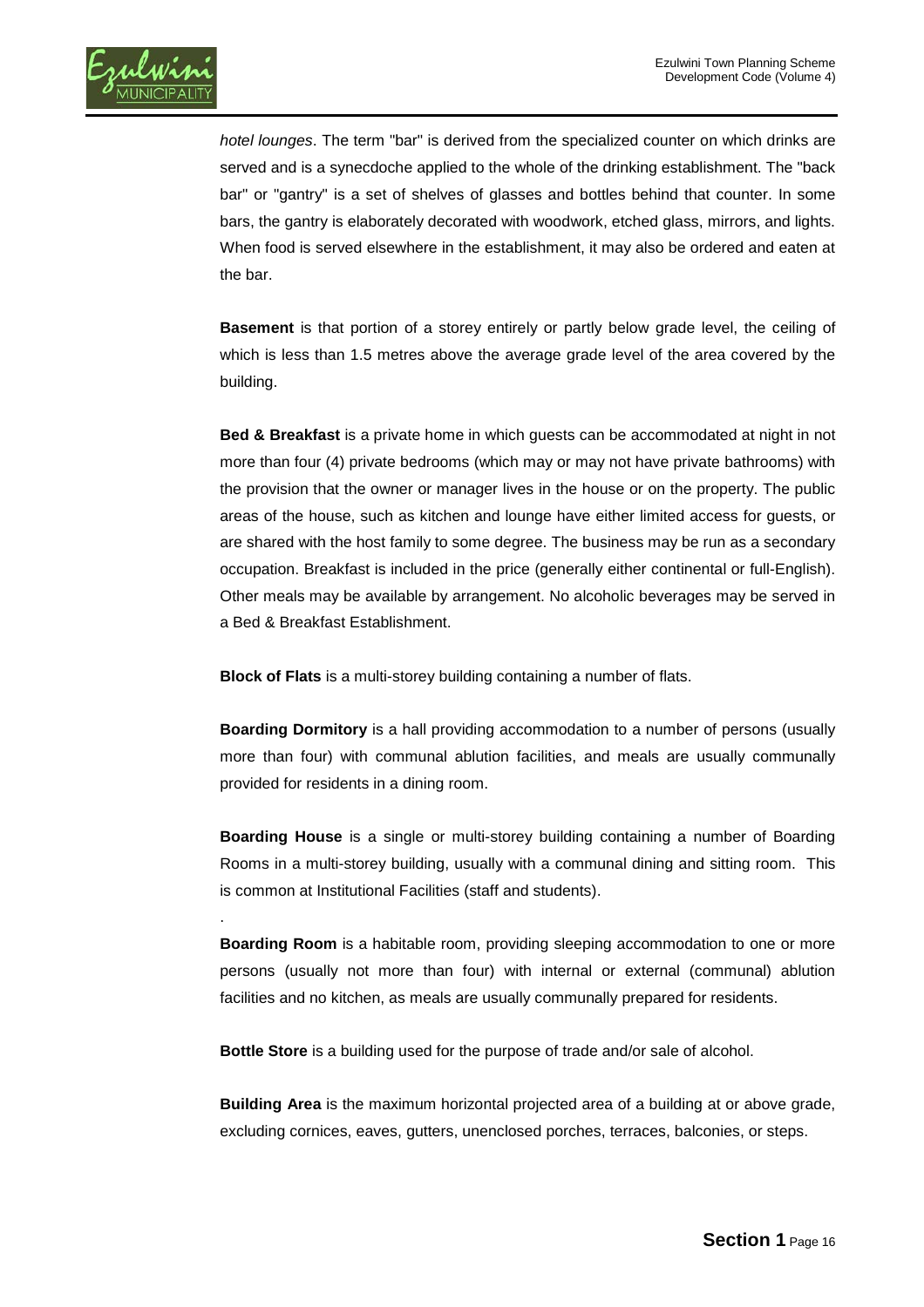*hotel lounges*. The term "bar" is derived from the specialized counter on which drinks are served and is a synecdoche applied to the whole of the drinking establishment. The "back bar" or "gantry" is a set of shelves of glasses and bottles behind that counter. In some bars, the gantry is elaborately decorated with woodwork, etched glass, mirrors, and lights. When food is served elsewhere in the establishment, it may also be ordered and eaten at the bar.

**Basement** is that portion of a storey entirely or partly below grade level, the ceiling of which is less than 1.5 metres above the average grade level of the area covered by the building.

**Bed & Breakfast** is a private home in which guests can be accommodated at night in not more than four (4) private bedrooms (which may or may not have private bathrooms) with the provision that the owner or manager lives in the house or on the property. The public areas of the house, such as kitchen and lounge have either limited access for guests, or are shared with the host family to some degree. The business may be run as a secondary occupation. Breakfast is included in the price (generally either continental or full-English). Other meals may be available by arrangement. No alcoholic beverages may be served in a Bed & Breakfast Establishment.

**Block of Flats** is a multi-storey building containing a number of flats.

**Boarding Dormitory** is a hall providing accommodation to a number of persons (usually more than four) with communal ablution facilities, and meals are usually communally provided for residents in a dining room.

**Boarding House** is a single or multi-storey building containing a number of Boarding Rooms in a multi-storey building, usually with a communal dining and sitting room. This is common at Institutional Facilities (staff and students).

.

**Boarding Room** is a habitable room, providing sleeping accommodation to one or more persons (usually not more than four) with internal or external (communal) ablution facilities and no kitchen, as meals are usually communally prepared for residents.

**Bottle Store** is a building used for the purpose of trade and/or sale of alcohol.

**Building Area** is the maximum horizontal projected area of a building at or above grade, excluding cornices, eaves, gutters, unenclosed porches, terraces, balconies, or steps.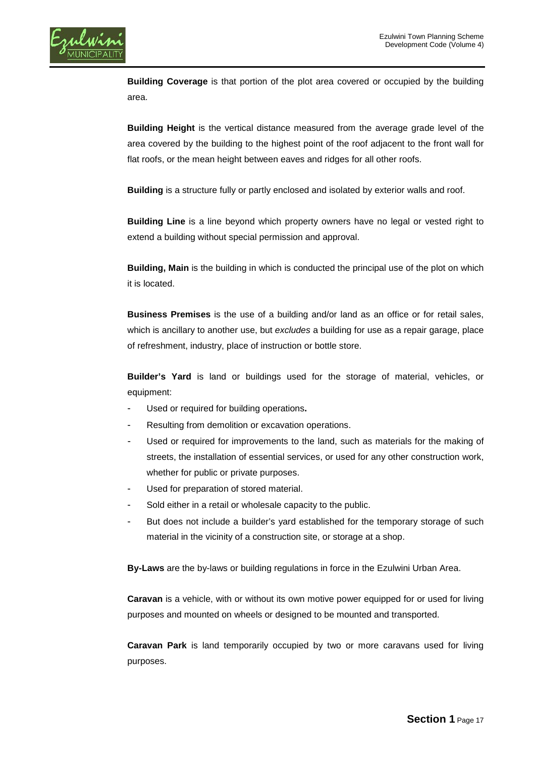**Building Coverage** is that portion of the plot area covered or occupied by the building area.

**Building Height** is the vertical distance measured from the average grade level of the area covered by the building to the highest point of the roof adjacent to the front wall for flat roofs, or the mean height between eaves and ridges for all other roofs.

**Building** is a structure fully or partly enclosed and isolated by exterior walls and roof.

**Building Line** is a line beyond which property owners have no legal or vested right to extend a building without special permission and approval.

**Building, Main** is the building in which is conducted the principal use of the plot on which it is located.

**Business Premises** is the use of a building and/or land as an office or for retail sales, which is ancillary to another use, but *excludes* a building for use as a repair garage, place of refreshment, industry, place of instruction or bottle store.

**Builder's Yard** is land or buildings used for the storage of material, vehicles, or equipment:

- Used or required for building operations**.**
- Resulting from demolition or excavation operations.
- Used or required for improvements to the land, such as materials for the making of streets, the installation of essential services, or used for any other construction work, whether for public or private purposes.
- Used for preparation of stored material.
- Sold either in a retail or wholesale capacity to the public.
- But does not include a builder's yard established for the temporary storage of such material in the vicinity of a construction site, or storage at a shop.

**By-Laws** are the by-laws or building regulations in force in the Ezulwini Urban Area.

**Caravan** is a vehicle, with or without its own motive power equipped for or used for living purposes and mounted on wheels or designed to be mounted and transported.

**Caravan Park** is land temporarily occupied by two or more caravans used for living purposes.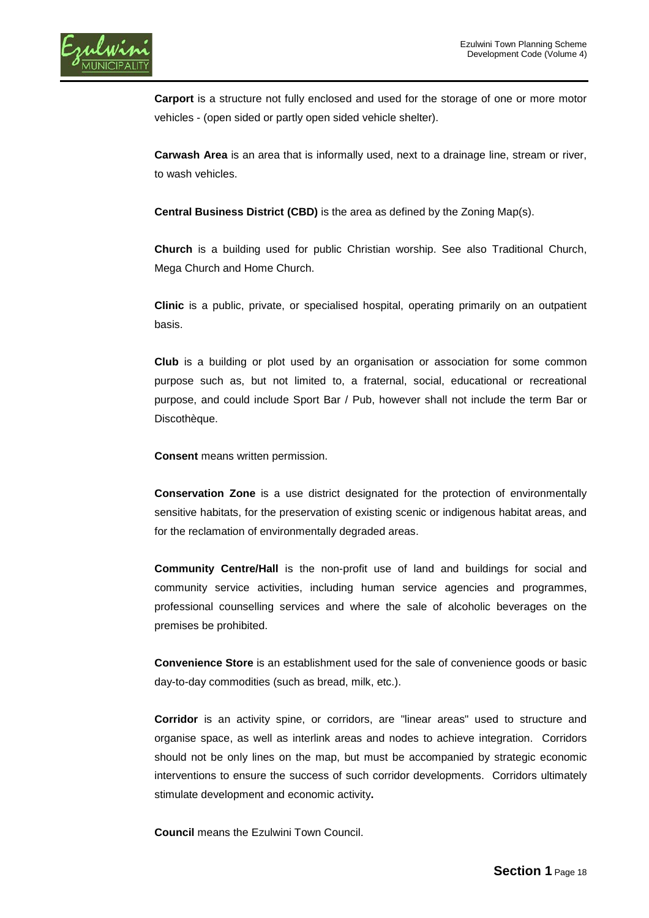**Carport** is a structure not fully enclosed and used for the storage of one or more motor vehicles - (open sided or partly open sided vehicle shelter).

**Carwash Area** is an area that is informally used, next to a drainage line, stream or river, to wash vehicles.

**Central Business District (CBD)** is the area as defined by the Zoning Map(s).

**Church** is a building used for public Christian worship. See also Traditional Church, Mega Church and Home Church.

**Clinic** is a public, private, or specialised hospital, operating primarily on an outpatient basis.

**Club** is a building or plot used by an organisation or association for some common purpose such as, but not limited to, a fraternal, social, educational or recreational purpose, and could include Sport Bar / Pub, however shall not include the term Bar or Discothèque.

**Consent** means written permission.

**Conservation Zone** is a use district designated for the protection of environmentally sensitive habitats, for the preservation of existing scenic or indigenous habitat areas, and for the reclamation of environmentally degraded areas.

**Community Centre/Hall** is the non-profit use of land and buildings for social and community service activities, including human service agencies and programmes, professional counselling services and where the sale of alcoholic beverages on the premises be prohibited.

**Convenience Store** is an establishment used for the sale of convenience goods or basic day-to-day commodities (such as bread, milk, etc.).

**Corridor** is an activity spine, or corridors, are "linear areas" used to structure and organise space, as well as interlink areas and nodes to achieve integration. Corridors should not be only lines on the map, but must be accompanied by strategic economic interventions to ensure the success of such corridor developments. Corridors ultimately stimulate development and economic activity.

**Council** means the Ezulwini Town Council.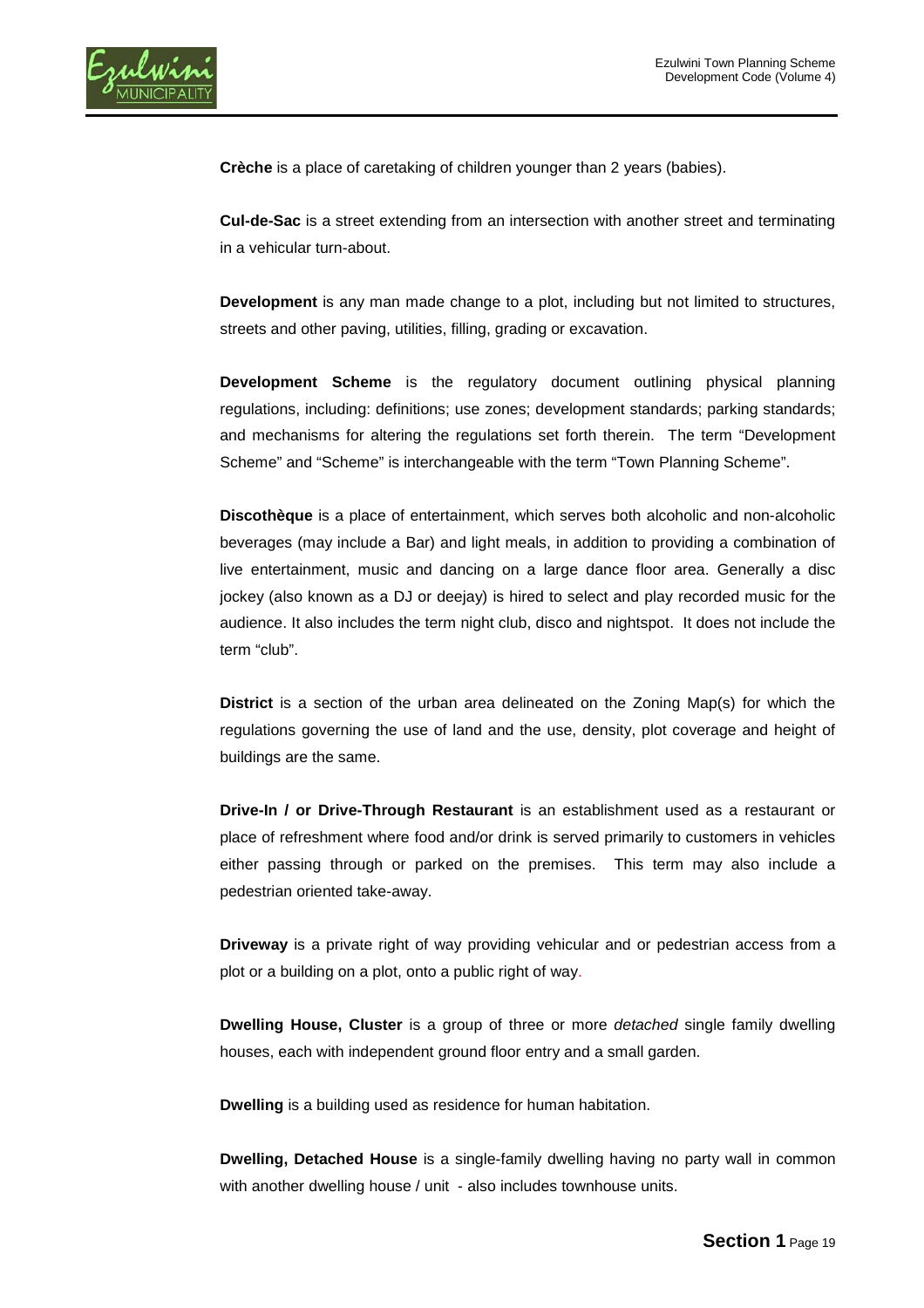**Crèche** is a place of caretaking of children younger than 2 years (babies).

**Cul-de-Sac** is a street extending from an intersection with another street and terminating in a vehicular turn-about.

**Development** is any man made change to a plot, including but not limited to structures, streets and other paving, utilities, filling, grading or excavation.

**Development Scheme** is the regulatory document outlining physical planning regulations, including: definitions; use zones; development standards; parking standards; and mechanisms for altering the regulations set forth therein. The term "Development Scheme" and "Scheme" is interchangeable with the term "Town Planning Scheme".

**Discothèque** is a place of entertainment, which serves both alcoholic and non-alcoholic beverages (may include a Bar) and light meals, in addition to providing a combination of live entertainment, music and dancing on a large dance floor area. Generally a disc jockey (also known as a DJ or deejay) is hired to select and play recorded music for the audience. It also includes the term night club, disco and nightspot. It does not include the term "club".

**District** is a section of the urban area delineated on the Zoning Map(s) for which the regulations governing the use of land and the use, density, plot coverage and height of buildings are the same.

**Drive-In / or Drive-Through Restaurant** is an establishment used as a restaurant or place of refreshment where food and/or drink is served primarily to customers in vehicles either passing through or parked on the premises. This term may also include a pedestrian oriented take-away.

**Driveway** is a private right of way providing vehicular and or pedestrian access from a plot or a building on a plot, onto a public right of way.

**Dwelling House, Cluster** is a group of three or more *detached* single family dwelling houses, each with independent ground floor entry and a small garden.

**Dwelling** is a building used as residence for human habitation.

**Dwelling, Detached House** is a single-family dwelling having no party wall in common with another dwelling house / unit - also includes townhouse units.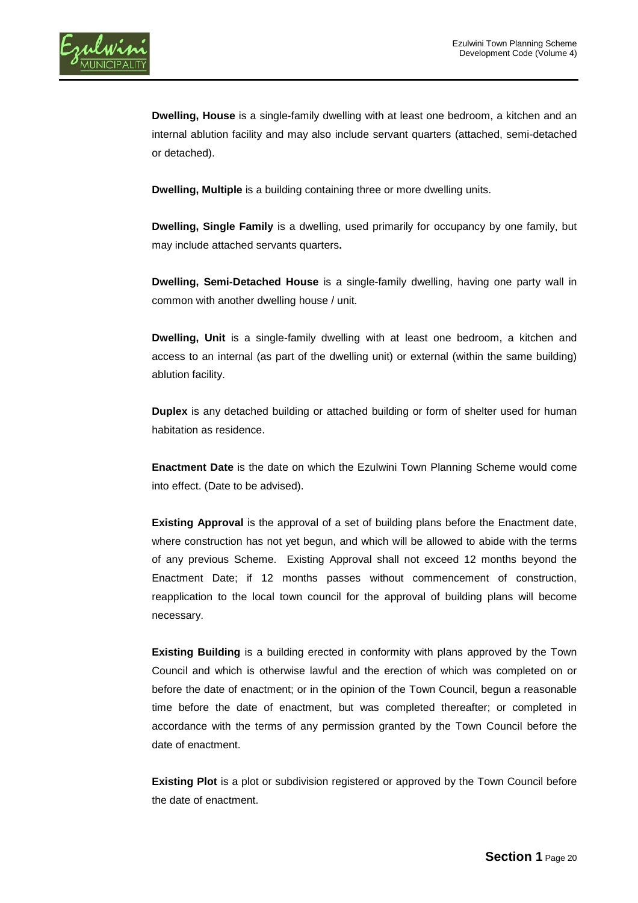**Dwelling, House** is a single-family dwelling with at least one bedroom, a kitchen and an internal ablution facility and may also include servant quarters (attached, semi-detached or detached).

**Dwelling, Multiple** is a building containing three or more dwelling units.

**Dwelling, Single Family** is a dwelling, used primarily for occupancy by one family, but may include attached servants quarters**.**

**Dwelling, Semi-Detached House** is a single-family dwelling, having one party wall in common with another dwelling house / unit.

**Dwelling, Unit** is a single-family dwelling with at least one bedroom, a kitchen and access to an internal (as part of the dwelling unit) or external (within the same building) ablution facility.

**Duplex** is any detached building or attached building or form of shelter used for human habitation as residence.

**Enactment Date** is the date on which the Ezulwini Town Planning Scheme would come into effect. (Date to be advised).

**Existing Approval** is the approval of a set of building plans before the Enactment date, where construction has not yet begun, and which will be allowed to abide with the terms of any previous Scheme. Existing Approval shall not exceed 12 months beyond the Enactment Date; if 12 months passes without commencement of construction, reapplication to the local town council for the approval of building plans will become necessary.

**Existing Building** is a building erected in conformity with plans approved by the Town Council and which is otherwise lawful and the erection of which was completed on or before the date of enactment; or in the opinion of the Town Council, begun a reasonable time before the date of enactment, but was completed thereafter; or completed in accordance with the terms of any permission granted by the Town Council before the date of enactment.

**Existing Plot** is a plot or subdivision registered or approved by the Town Council before the date of enactment.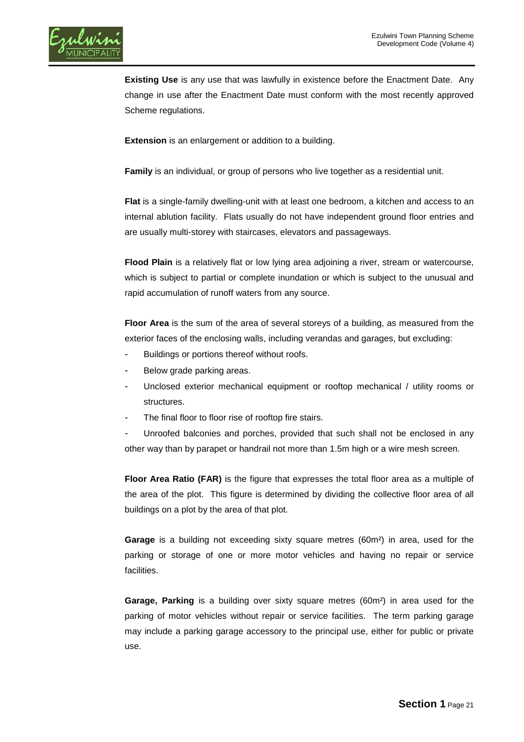**Existing Use** is any use that was lawfully in existence before the Enactment Date. Any change in use after the Enactment Date must conform with the most recently approved Scheme regulations.

**Extension** is an enlargement or addition to a building.

**Family** is an individual, or group of persons who live together as a residential unit.

**Flat** is a single-family dwelling-unit with at least one bedroom, a kitchen and access to an internal ablution facility. Flats usually do not have independent ground floor entries and are usually multi-storey with staircases, elevators and passageways.

**Flood Plain** is a relatively flat or low lying area adjoining a river, stream or watercourse, which is subject to partial or complete inundation or which is subject to the unusual and rapid accumulation of runoff waters from any source.

**Floor Area** is the sum of the area of several storeys of a building, as measured from the exterior faces of the enclosing walls, including verandas and garages, but excluding:

- Buildings or portions thereof without roofs.
- Below grade parking areas.
- Unclosed exterior mechanical equipment or rooftop mechanical / utility rooms or structures.
- The final floor to floor rise of rooftop fire stairs.
- Unroofed balconies and porches, provided that such shall not be enclosed in any other way than by parapet or handrail not more than 1.5m high or a wire mesh screen.

**Floor Area Ratio (FAR)** is the figure that expresses the total floor area as a multiple of the area of the plot. This figure is determined by dividing the collective floor area of all buildings on a plot by the area of that plot.

**Garage** is a building not exceeding sixty square metres (60m²) in area, used for the parking or storage of one or more motor vehicles and having no repair or service facilities.

**Garage, Parking** is a building over sixty square metres (60m²) in area used for the parking of motor vehicles without repair or service facilities. The term parking garage may include a parking garage accessory to the principal use, either for public or private use.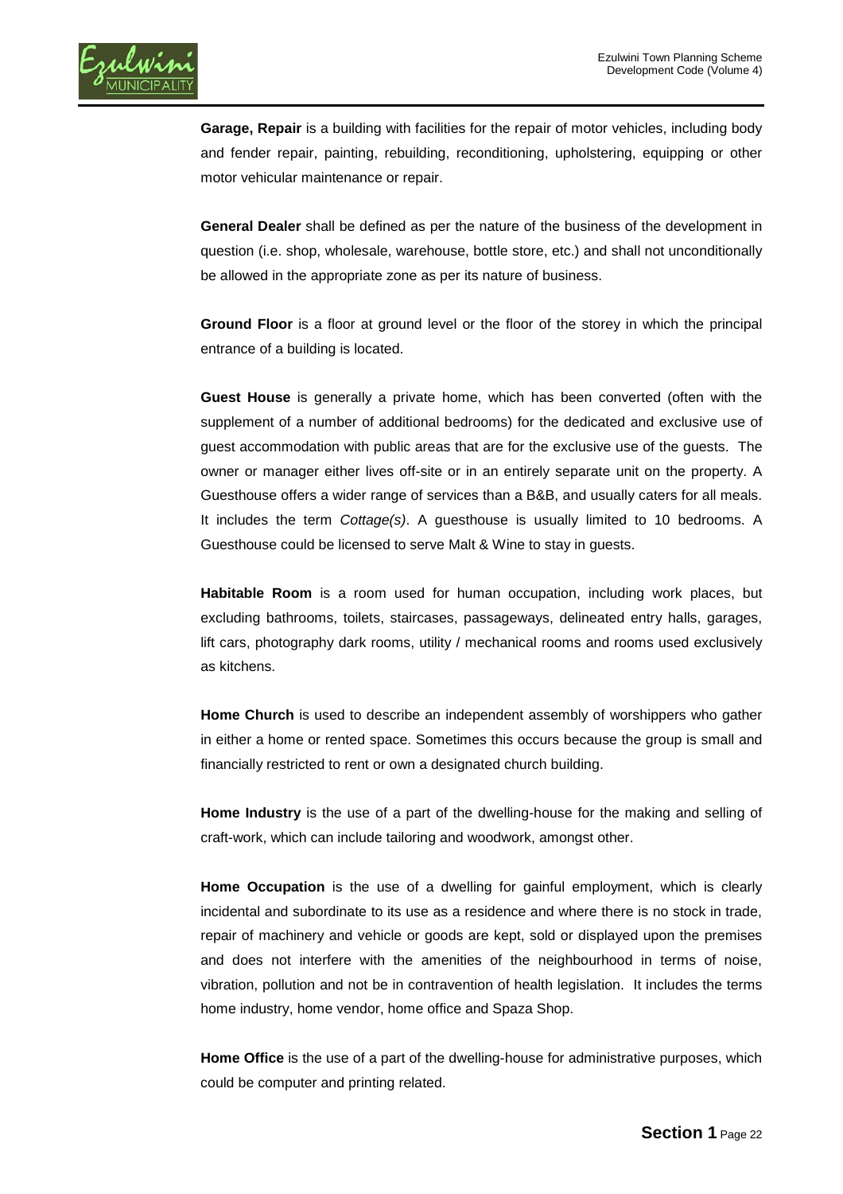**Garage, Repair** is a building with facilities for the repair of motor vehicles, including body and fender repair, painting, rebuilding, reconditioning, upholstering, equipping or other motor vehicular maintenance or repair.

**General Dealer** shall be defined as per the nature of the business of the development in question (i.e. shop, wholesale, warehouse, bottle store, etc.) and shall not unconditionally be allowed in the appropriate zone as per its nature of business.

**Ground Floor** is a floor at ground level or the floor of the storey in which the principal entrance of a building is located.

**Guest House** is generally a private home, which has been converted (often with the supplement of a number of additional bedrooms) for the dedicated and exclusive use of guest accommodation with public areas that are for the exclusive use of the guests. The owner or manager either lives off-site or in an entirely separate unit on the property. A Guesthouse offers a wider range of services than a B&B, and usually caters for all meals. It includes the term *Cottage(s)*. A guesthouse is usually limited to 10 bedrooms. A Guesthouse could be licensed to serve Malt & Wine to stay in guests.

**Habitable Room** is a room used for human occupation, including work places, but excluding bathrooms, toilets, staircases, passageways, delineated entry halls, garages, lift cars, photography dark rooms, utility / mechanical rooms and rooms used exclusively as kitchens.

**Home Church** is used to describe an independent assembly of worshippers who gather in either a home or rented space. Sometimes this occurs because the group is small and financially restricted to rent or own a designated church building.

**Home Industry** is the use of a part of the dwelling-house for the making and selling of craft-work, which can include tailoring and woodwork, amongst other.

**Home Occupation** is the use of a dwelling for gainful employment, which is clearly incidental and subordinate to its use as a residence and where there is no stock in trade, repair of machinery and vehicle or goods are kept, sold or displayed upon the premises and does not interfere with the amenities of the neighbourhood in terms of noise, vibration, pollution and not be in contravention of health legislation. It includes the terms home industry, home vendor, home office and Spaza Shop.

**Home Office** is the use of a part of the dwelling-house for administrative purposes, which could be computer and printing related.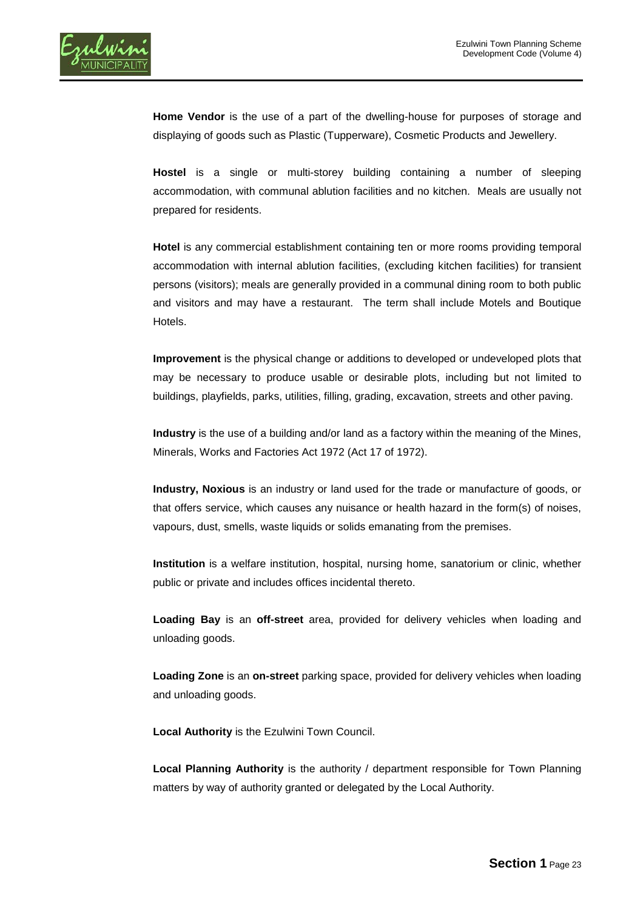**Home Vendor** is the use of a part of the dwelling-house for purposes of storage and displaying of goods such as Plastic (Tupperware), Cosmetic Products and Jewellery.

**Hostel** is a single or multi-storey building containing a number of sleeping accommodation, with communal ablution facilities and no kitchen. Meals are usually not prepared for residents.

**Hotel** is any commercial establishment containing ten or more rooms providing temporal accommodation with internal ablution facilities, (excluding kitchen facilities) for transient persons (visitors); meals are generally provided in a communal dining room to both public and visitors and may have a restaurant. The term shall include Motels and Boutique Hotels.

**Improvement** is the physical change or additions to developed or undeveloped plots that may be necessary to produce usable or desirable plots, including but not limited to buildings, playfields, parks, utilities, filling, grading, excavation, streets and other paving.

**Industry** is the use of a building and/or land as a factory within the meaning of the Mines, Minerals, Works and Factories Act 1972 (Act 17 of 1972).

**Industry, Noxious** is an industry or land used for the trade or manufacture of goods, or that offers service, which causes any nuisance or health hazard in the form(s) of noises, vapours, dust, smells, waste liquids or solids emanating from the premises.

**Institution** is a welfare institution, hospital, nursing home, sanatorium or clinic, whether public or private and includes offices incidental thereto.

**Loading Bay** is an **off-street** area, provided for delivery vehicles when loading and unloading goods.

**Loading Zone** is an **on-street** parking space, provided for delivery vehicles when loading and unloading goods.

**Local Authority** is the Ezulwini Town Council.

**Local Planning Authority** is the authority / department responsible for Town Planning matters by way of authority granted or delegated by the Local Authority.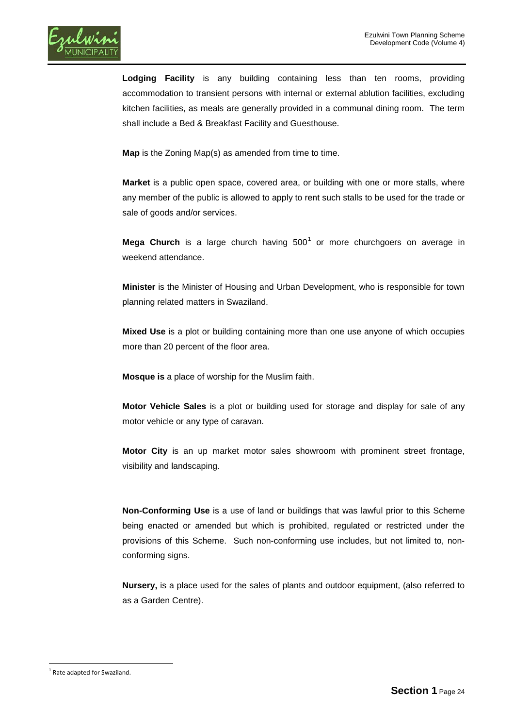**Lodging Facility** is any building containing less than ten rooms, providing accommodation to transient persons with internal or external ablution facilities, excluding kitchen facilities, as meals are generally provided in a communal dining room. The term shall include a Bed & Breakfast Facility and Guesthouse.

**Map** is the Zoning Map(s) as amended from time to time.

**Market** is a public open space, covered area, or building with one or more stalls, where any member of the public is allowed to apply to rent such stalls to be used for the trade or sale of goods and/or services.

**Mega Church** is a large church having 500[1] or more churchgoers on average in weekend attendance.

**Minister** is the Minister of Housing and Urban Development, who is responsible for town planning related matters in Swaziland.

**Mixed Use** is a plot or building containing more than one use anyone of which occupies more than 20 percent of the floor area.

**Mosque is** a place of worship for the Muslim faith.

**Motor Vehicle Sales** is a plot or building used for storage and display for sale of any motor vehicle or any type of caravan.

**Motor City** is an up market motor sales showroom with prominent street frontage, visibility and landscaping.

**Non-Conforming Use** is a use of land or buildings that was lawful prior to this Scheme being enacted or amended but which is prohibited, regulated or restricted under the provisions of this Scheme. Such non-conforming use includes, but not limited to, non-conforming signs.

**Nursery,** is a place used for the sales of plants and outdoor equipment, (also referred to as a Garden Centre).

[1] Rate adapted for Swaziland.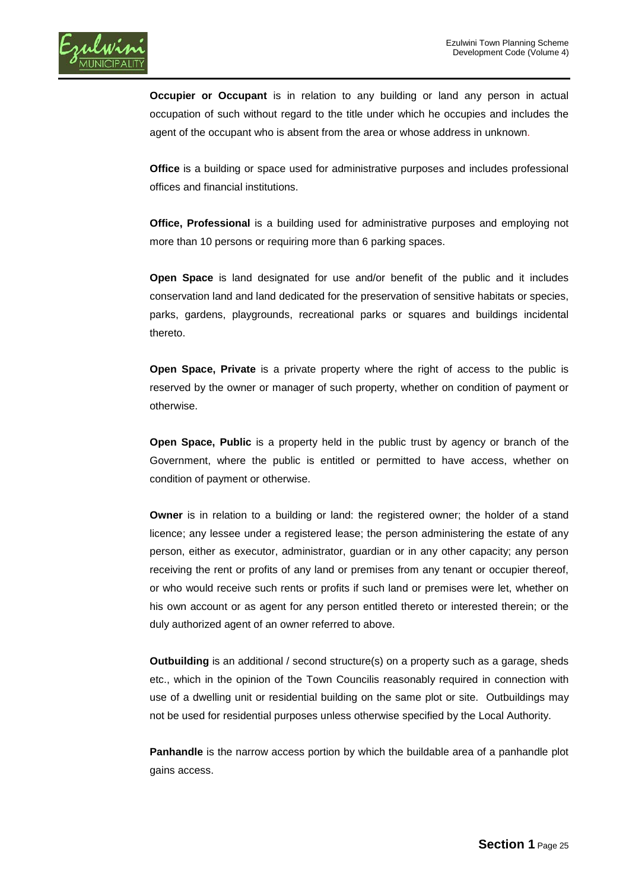**Occupier or Occupant** is in relation to any building or land any person in actual occupation of such without regard to the title under which he occupies and includes the agent of the occupant who is absent from the area or whose address in unknown.

**Office** is a building or space used for administrative purposes and includes professional offices and financial institutions.

**Office, Professional** is a building used for administrative purposes and employing not more than 10 persons or requiring more than 6 parking spaces.

**Open Space** is land designated for use and/or benefit of the public and it includes conservation land and land dedicated for the preservation of sensitive habitats or species, parks, gardens, playgrounds, recreational parks or squares and buildings incidental thereto.

**Open Space, Private** is a private property where the right of access to the public is reserved by the owner or manager of such property, whether on condition of payment or otherwise.

**Open Space, Public** is a property held in the public trust by agency or branch of the Government, where the public is entitled or permitted to have access, whether on condition of payment or otherwise.

**Owner** is in relation to a building or land: the registered owner; the holder of a stand licence; any lessee under a registered lease; the person administering the estate of any person, either as executor, administrator, guardian or in any other capacity; any person receiving the rent or profits of any land or premises from any tenant or occupier thereof, or who would receive such rents or profits if such land or premises were let, whether on his own account or as agent for any person entitled thereto or interested therein; or the duly authorized agent of an owner referred to above.

**Outbuilding** is an additional / second structure(s) on a property such as a garage, sheds etc., which in the opinion of the Town Councilis reasonably required in connection with use of a dwelling unit or residential building on the same plot or site. Outbuildings may not be used for residential purposes unless otherwise specified by the Local Authority.

**Panhandle** is the narrow access portion by which the buildable area of a panhandle plot gains access.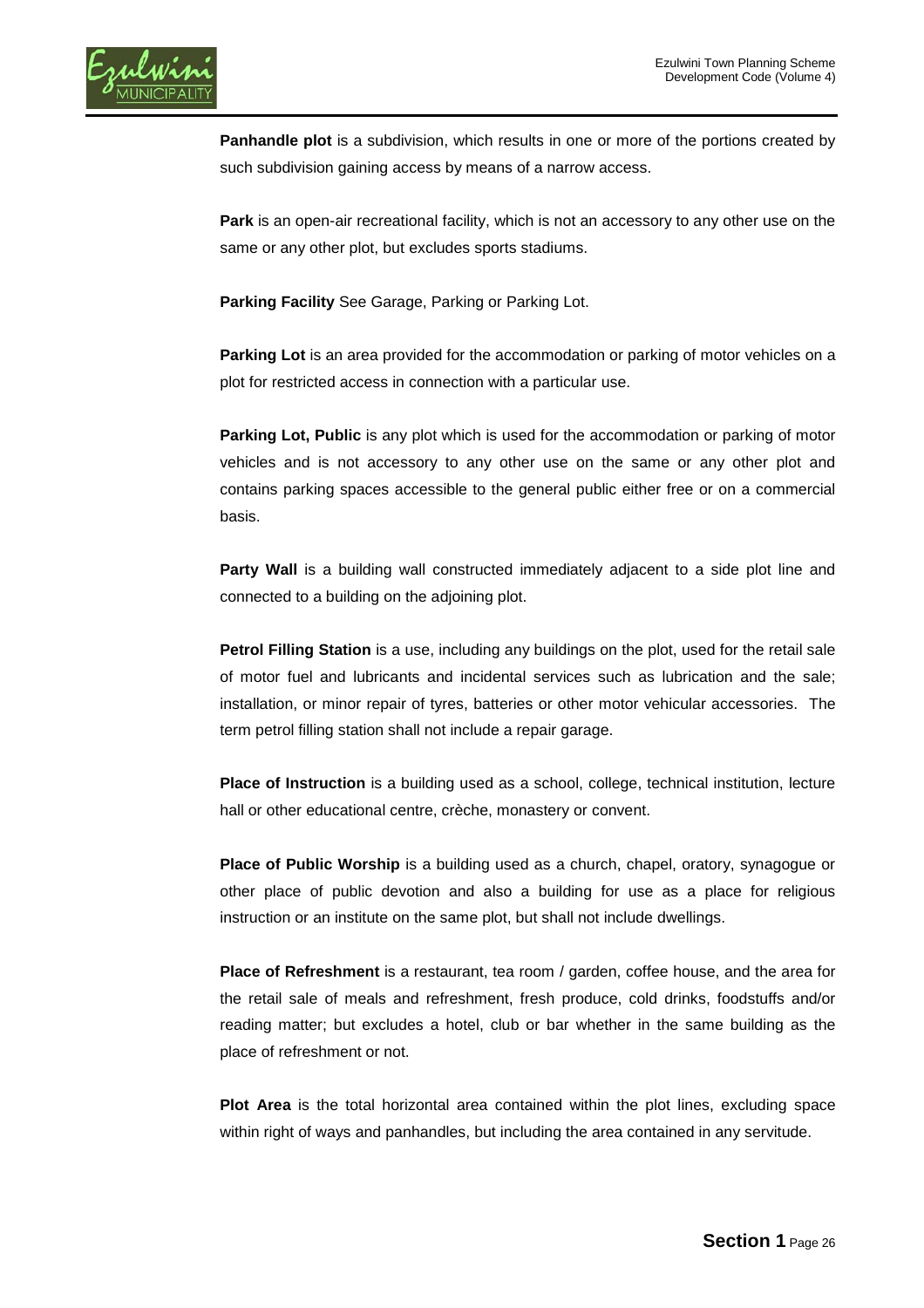**Panhandle plot** is a subdivision, which results in one or more of the portions created by such subdivision gaining access by means of a narrow access.

**Park** is an open-air recreational facility, which is not an accessory to any other use on the same or any other plot, but excludes sports stadiums.

**Parking Facility** See Garage, Parking or Parking Lot.

**Parking Lot** is an area provided for the accommodation or parking of motor vehicles on a plot for restricted access in connection with a particular use.

**Parking Lot, Public** is any plot which is used for the accommodation or parking of motor vehicles and is not accessory to any other use on the same or any other plot and contains parking spaces accessible to the general public either free or on a commercial basis.

**Party Wall** is a building wall constructed immediately adjacent to a side plot line and connected to a building on the adjoining plot.

**Petrol Filling Station** is a use, including any buildings on the plot, used for the retail sale of motor fuel and lubricants and incidental services such as lubrication and the sale; installation, or minor repair of tyres, batteries or other motor vehicular accessories. The term petrol filling station shall not include a repair garage.

**Place of Instruction** is a building used as a school, college, technical institution, lecture hall or other educational centre, crèche, monastery or convent.

**Place of Public Worship** is a building used as a church, chapel, oratory, synagogue or other place of public devotion and also a building for use as a place for religious instruction or an institute on the same plot, but shall not include dwellings.

**Place of Refreshment** is a restaurant, tea room / garden, coffee house, and the area for the retail sale of meals and refreshment, fresh produce, cold drinks, foodstuffs and/or reading matter; but excludes a hotel, club or bar whether in the same building as the place of refreshment or not.

**Plot Area** is the total horizontal area contained within the plot lines, excluding space within right of ways and panhandles, but including the area contained in any servitude.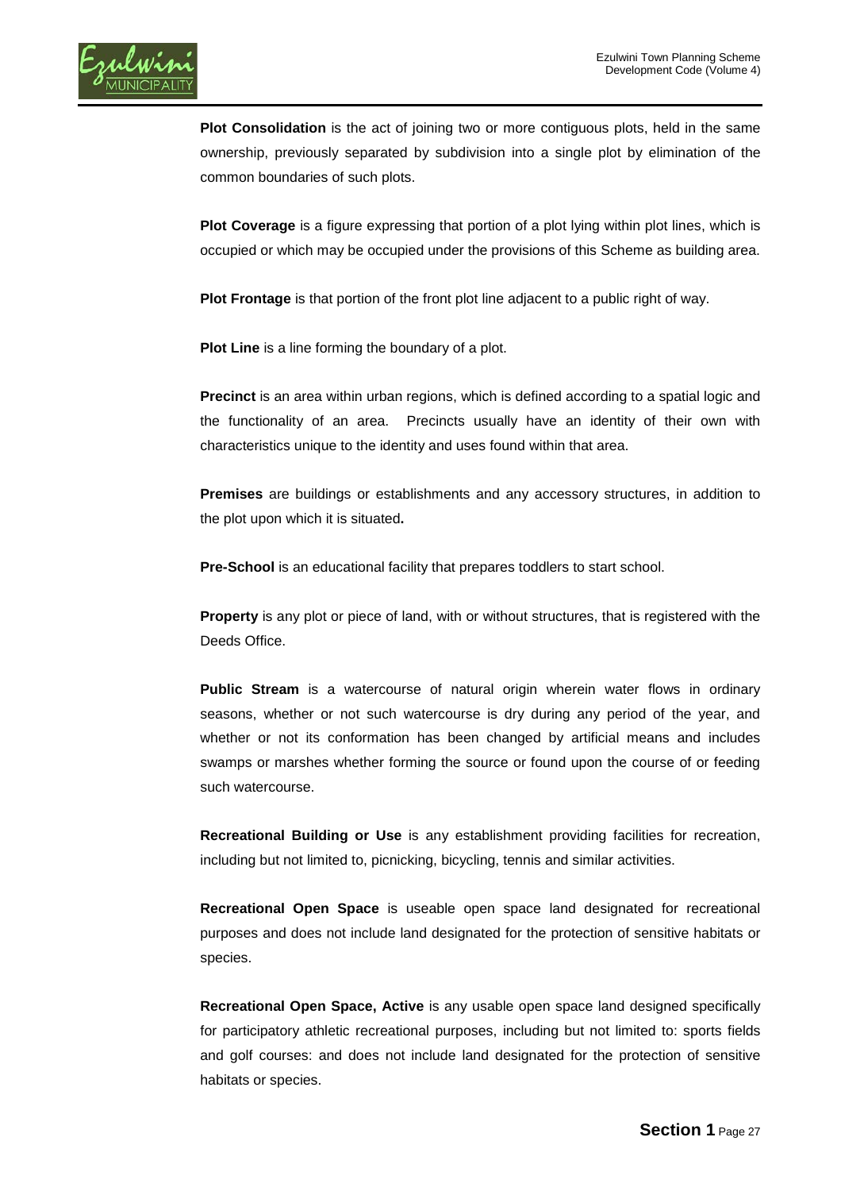**Plot Consolidation** is the act of joining two or more contiguous plots, held in the same ownership, previously separated by subdivision into a single plot by elimination of the common boundaries of such plots.

**Plot Coverage** is a figure expressing that portion of a plot lying within plot lines, which is occupied or which may be occupied under the provisions of this Scheme as building area.

**Plot Frontage** is that portion of the front plot line adjacent to a public right of way.

**Plot Line** is a line forming the boundary of a plot.

**Precinct** is an area within urban regions, which is defined according to a spatial logic and the functionality of an area. Precincts usually have an identity of their own with characteristics unique to the identity and uses found within that area.

**Premises** are buildings or establishments and any accessory structures, in addition to the plot upon which it is situated**.**

**Pre-School** is an educational facility that prepares toddlers to start school.

**Property** is any plot or piece of land, with or without structures, that is registered with the Deeds Office.

**Public Stream** is a watercourse of natural origin wherein water flows in ordinary seasons, whether or not such watercourse is dry during any period of the year, and whether or not its conformation has been changed by artificial means and includes swamps or marshes whether forming the source or found upon the course of or feeding such watercourse.

**Recreational Building or Use** is any establishment providing facilities for recreation, including but not limited to, picnicking, bicycling, tennis and similar activities.

**Recreational Open Space** is useable open space land designated for recreational purposes and does not include land designated for the protection of sensitive habitats or species.

**Recreational Open Space, Active** is any usable open space land designed specifically for participatory athletic recreational purposes, including but not limited to: sports fields and golf courses: and does not include land designated for the protection of sensitive habitats or species.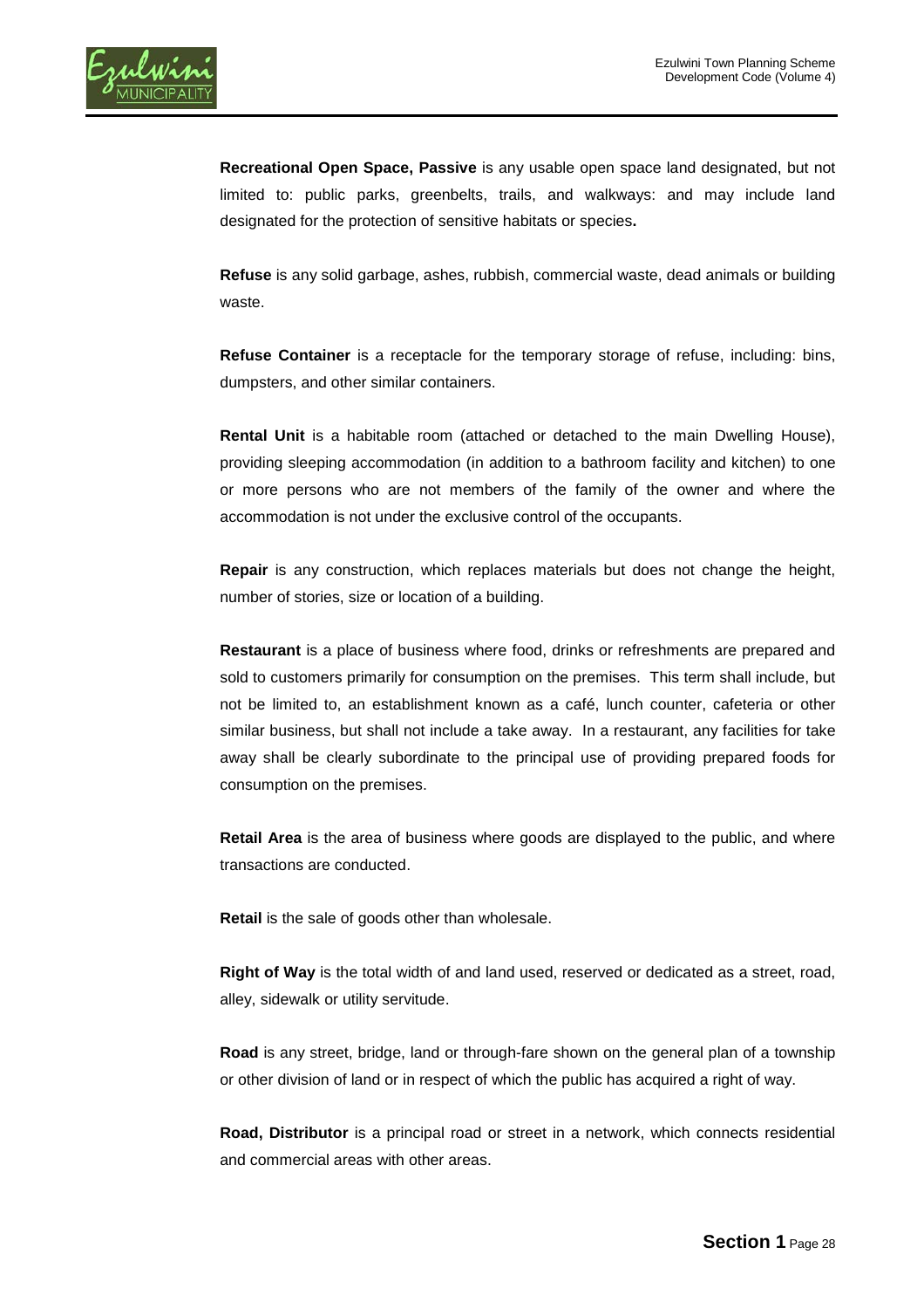**Recreational Open Space, Passive** is any usable open space land designated, but not limited to: public parks, greenbelts, trails, and walkways: and may include land designated for the protection of sensitive habitats or species**.**

**Refuse** is any solid garbage, ashes, rubbish, commercial waste, dead animals or building waste.

**Refuse Container** is a receptacle for the temporary storage of refuse, including: bins, dumpsters, and other similar containers.

**Rental Unit** is a habitable room (attached or detached to the main Dwelling House), providing sleeping accommodation (in addition to a bathroom facility and kitchen) to one or more persons who are not members of the family of the owner and where the accommodation is not under the exclusive control of the occupants.

**Repair** is any construction, which replaces materials but does not change the height, number of stories, size or location of a building.

**Restaurant** is a place of business where food, drinks or refreshments are prepared and sold to customers primarily for consumption on the premises. This term shall include, but not be limited to, an establishment known as a café, lunch counter, cafeteria or other similar business, but shall not include a take away. In a restaurant, any facilities for take away shall be clearly subordinate to the principal use of providing prepared foods for consumption on the premises.

**Retail Area** is the area of business where goods are displayed to the public, and where transactions are conducted.

**Retail** is the sale of goods other than wholesale.

**Right of Way** is the total width of and land used, reserved or dedicated as a street, road, alley, sidewalk or utility servitude.

**Road** is any street, bridge, land or through-fare shown on the general plan of a township or other division of land or in respect of which the public has acquired a right of way.

**Road, Distributor** is a principal road or street in a network, which connects residential and commercial areas with other areas.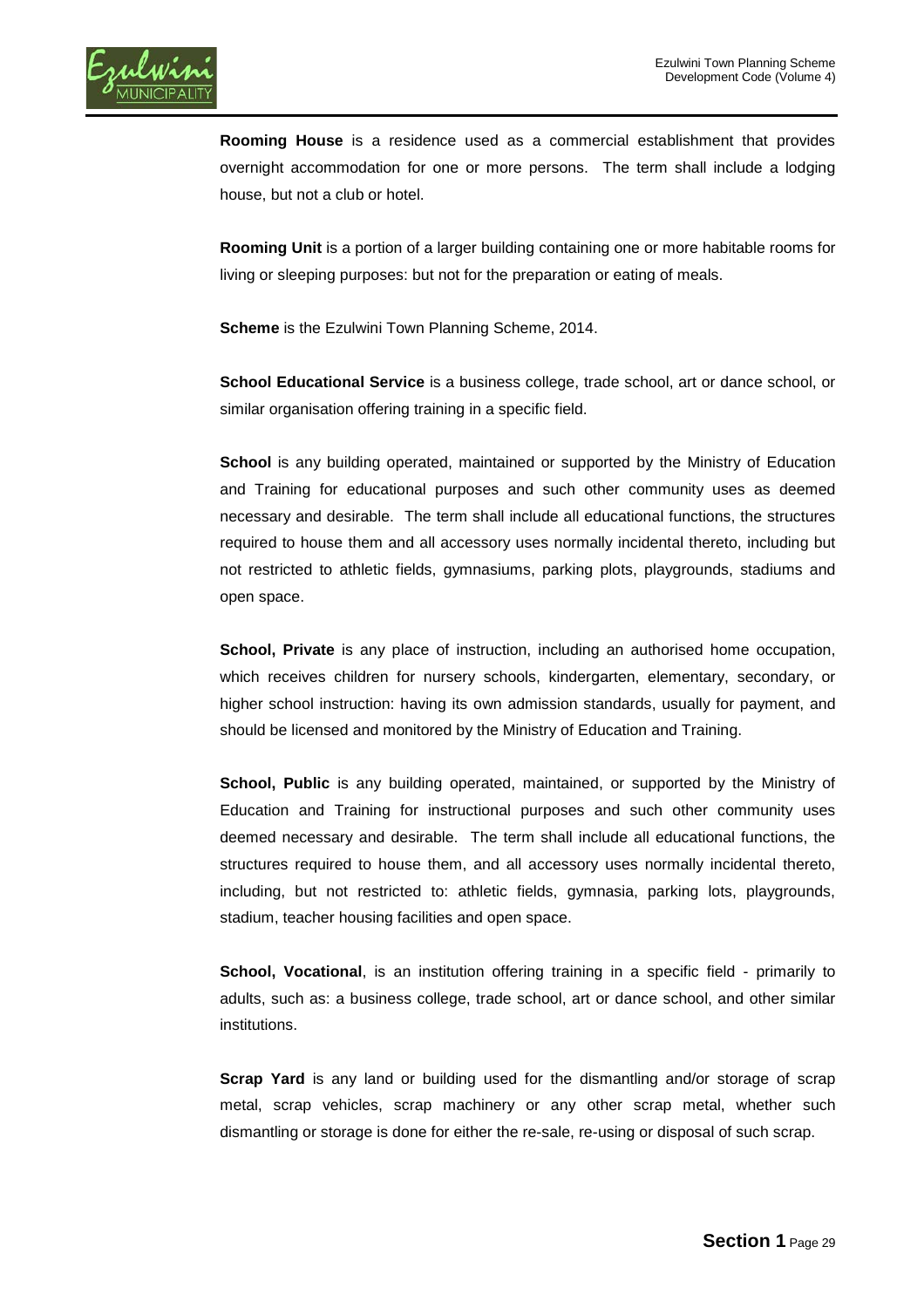**Rooming House** is a residence used as a commercial establishment that provides overnight accommodation for one or more persons. The term shall include a lodging house, but not a club or hotel.

**Rooming Unit** is a portion of a larger building containing one or more habitable rooms for living or sleeping purposes: but not for the preparation or eating of meals.

**Scheme** is the Ezulwini Town Planning Scheme, 2014.

**School Educational Service** is a business college, trade school, art or dance school, or similar organisation offering training in a specific field.

**School** is any building operated, maintained or supported by the Ministry of Education and Training for educational purposes and such other community uses as deemed necessary and desirable. The term shall include all educational functions, the structures required to house them and all accessory uses normally incidental thereto, including but not restricted to athletic fields, gymnasiums, parking plots, playgrounds, stadiums and open space.

**School, Private** is any place of instruction, including an authorised home occupation, which receives children for nursery schools, kindergarten, elementary, secondary, or higher school instruction: having its own admission standards, usually for payment, and should be licensed and monitored by the Ministry of Education and Training.

**School, Public** is any building operated, maintained, or supported by the Ministry of Education and Training for instructional purposes and such other community uses deemed necessary and desirable. The term shall include all educational functions, the structures required to house them, and all accessory uses normally incidental thereto, including, but not restricted to: athletic fields, gymnasia, parking lots, playgrounds, stadium, teacher housing facilities and open space.

**School, Vocational**, is an institution offering training in a specific field - primarily to adults, such as: a business college, trade school, art or dance school, and other similar institutions.

**Scrap Yard** is any land or building used for the dismantling and/or storage of scrap metal, scrap vehicles, scrap machinery or any other scrap metal, whether such dismantling or storage is done for either the re-sale, re-using or disposal of such scrap.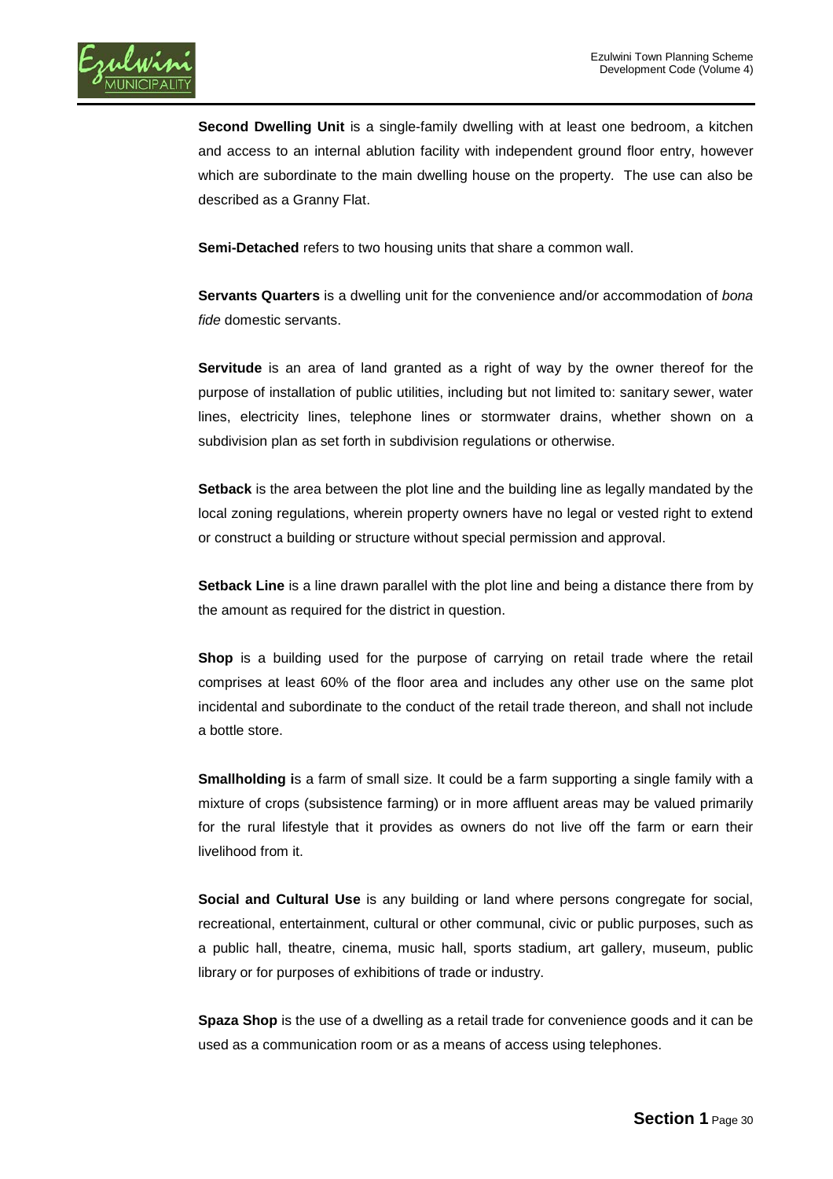**Second Dwelling Unit** is a single-family dwelling with at least one bedroom, a kitchen and access to an internal ablution facility with independent ground floor entry, however which are subordinate to the main dwelling house on the property. The use can also be described as a Granny Flat.

**Semi-Detached** refers to two housing units that share a common wall.

**Servants Quarters** is a dwelling unit for the convenience and/or accommodation of *bona fide* domestic servants.

**Servitude** is an area of land granted as a right of way by the owner thereof for the purpose of installation of public utilities, including but not limited to: sanitary sewer, water lines, electricity lines, telephone lines or stormwater drains, whether shown on a subdivision plan as set forth in subdivision regulations or otherwise.

**Setback** is the area between the plot line and the building line as legally mandated by the local zoning regulations, wherein property owners have no legal or vested right to extend or construct a building or structure without special permission and approval.

**Setback Line** is a line drawn parallel with the plot line and being a distance there from by the amount as required for the district in question.

**Shop** is a building used for the purpose of carrying on retail trade where the retail comprises at least 60% of the floor area and includes any other use on the same plot incidental and subordinate to the conduct of the retail trade thereon, and shall not include a bottle store.

**Smallholding i**s a farm of small size. It could be a farm supporting a single family with a mixture of crops (subsistence farming) or in more affluent areas may be valued primarily for the rural lifestyle that it provides as owners do not live off the farm or earn their livelihood from it.

**Social and Cultural Use** is any building or land where persons congregate for social, recreational, entertainment, cultural or other communal, civic or public purposes, such as a public hall, theatre, cinema, music hall, sports stadium, art gallery, museum, public library or for purposes of exhibitions of trade or industry.

**Spaza Shop** is the use of a dwelling as a retail trade for convenience goods and it can be used as a communication room or as a means of access using telephones.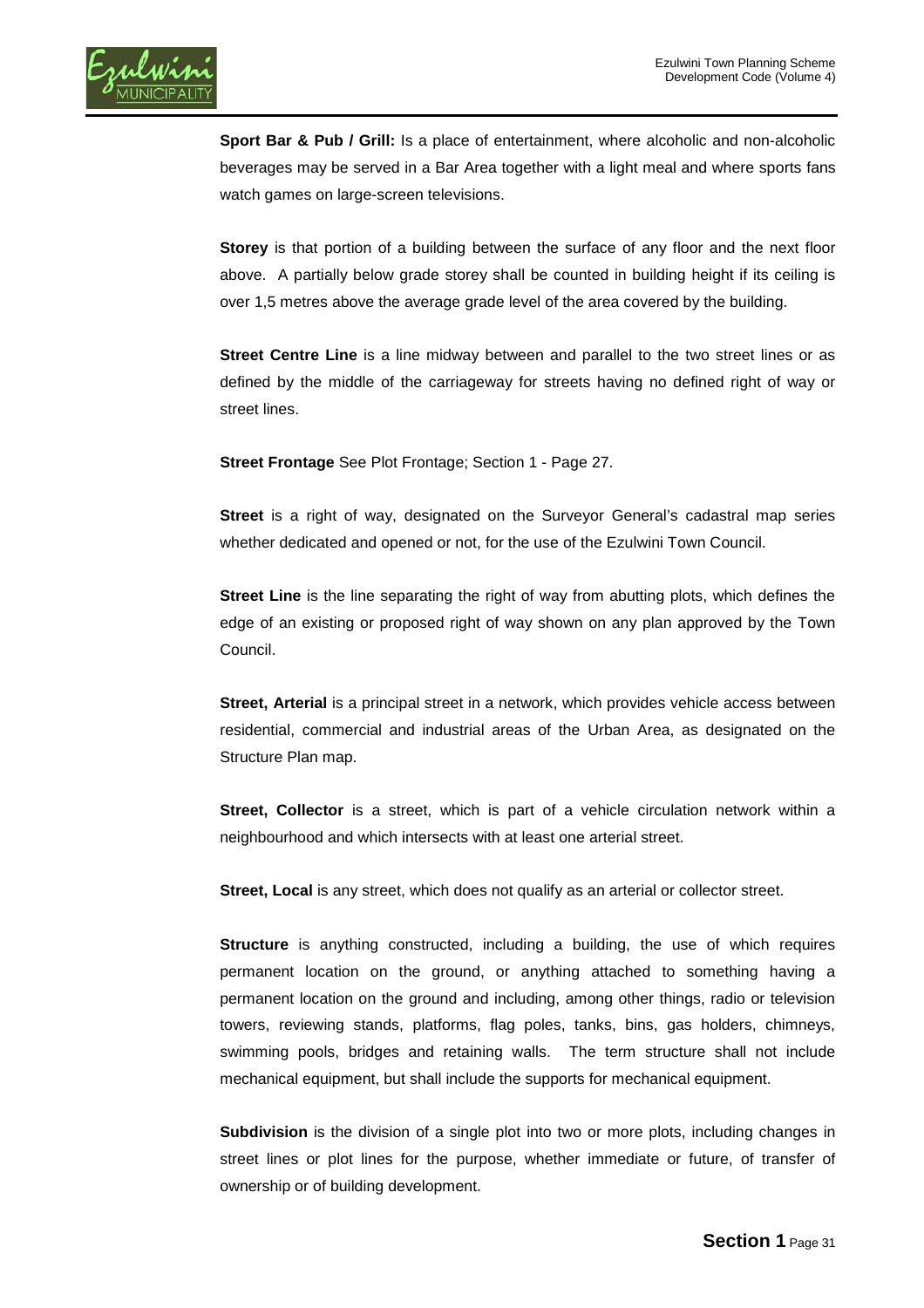**Sport Bar & Pub / Grill:** Is a place of entertainment, where alcoholic and non-alcoholic beverages may be served in a Bar Area together with a light meal and where sports fans watch games on large-screen televisions.

**Storey** is that portion of a building between the surface of any floor and the next floor above. A partially below grade storey shall be counted in building height if its ceiling is over 1,5 metres above the average grade level of the area covered by the building.

**Street Centre Line** is a line midway between and parallel to the two street lines or as defined by the middle of the carriageway for streets having no defined right of way or street lines.

**Street Frontage** See Plot Frontage; Section 1 - Page 27.

**Street** is a right of way, designated on the Surveyor General's cadastral map series whether dedicated and opened or not, for the use of the Ezulwini Town Council.

**Street Line** is the line separating the right of way from abutting plots, which defines the edge of an existing or proposed right of way shown on any plan approved by the Town Council.

**Street, Arterial** is a principal street in a network, which provides vehicle access between residential, commercial and industrial areas of the Urban Area, as designated on the Structure Plan map.

**Street, Collector** is a street, which is part of a vehicle circulation network within a neighbourhood and which intersects with at least one arterial street.

**Street, Local** is any street, which does not qualify as an arterial or collector street.

**Structure** is anything constructed, including a building, the use of which requires permanent location on the ground, or anything attached to something having a permanent location on the ground and including, among other things, radio or television towers, reviewing stands, platforms, flag poles, tanks, bins, gas holders, chimneys, swimming pools, bridges and retaining walls. The term structure shall not include mechanical equipment, but shall include the supports for mechanical equipment.

**Subdivision** is the division of a single plot into two or more plots, including changes in street lines or plot lines for the purpose, whether immediate or future, of transfer of ownership or of building development.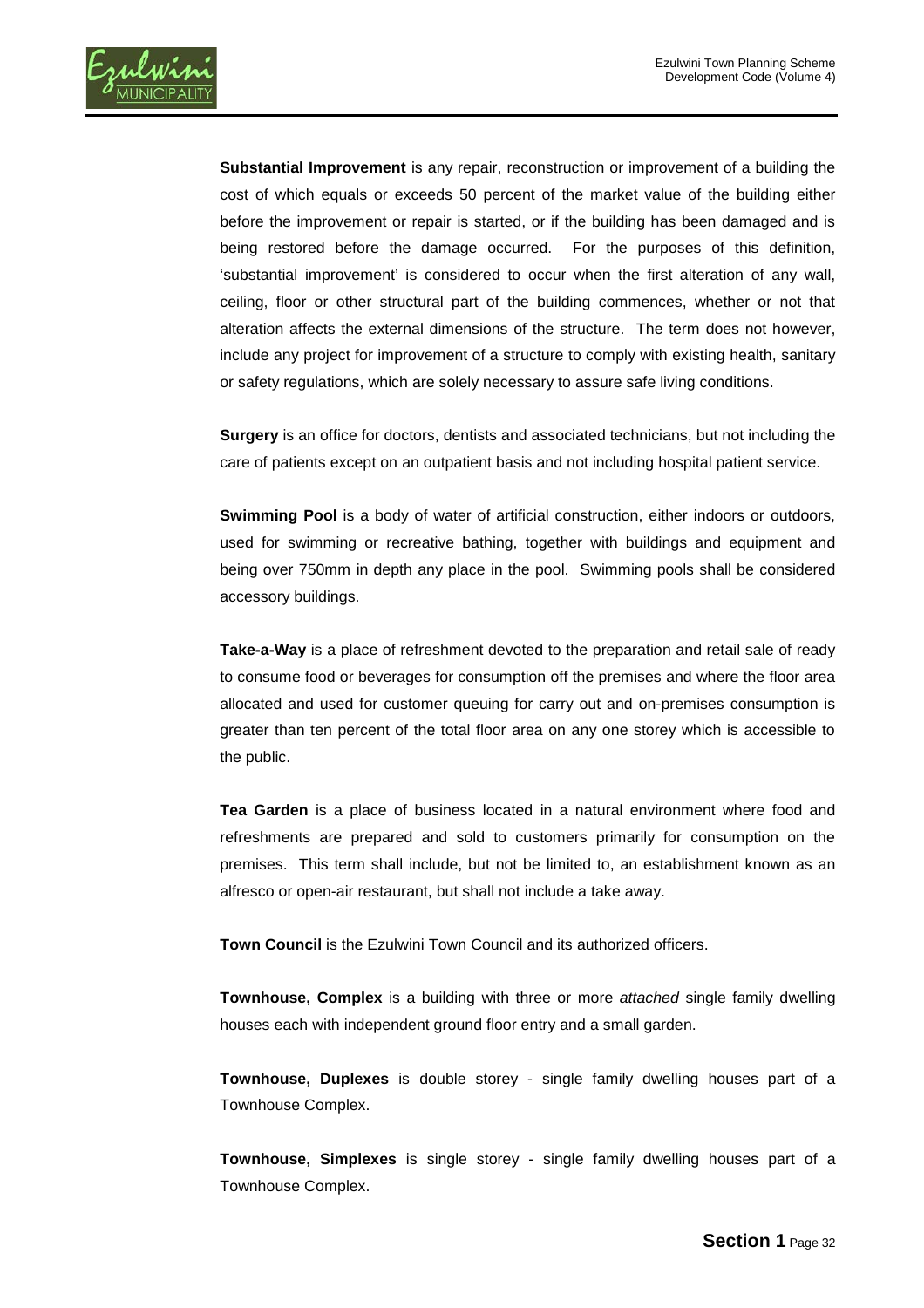**Substantial Improvement** is any repair, reconstruction or improvement of a building the cost of which equals or exceeds 50 percent of the market value of the building either before the improvement or repair is started, or if the building has been damaged and is being restored before the damage occurred. For the purposes of this definition, 'substantial improvement' is considered to occur when the first alteration of any wall, ceiling, floor or other structural part of the building commences, whether or not that alteration affects the external dimensions of the structure. The term does not however, include any project for improvement of a structure to comply with existing health, sanitary or safety regulations, which are solely necessary to assure safe living conditions.

**Surgery** is an office for doctors, dentists and associated technicians, but not including the care of patients except on an outpatient basis and not including hospital patient service.

**Swimming Pool** is a body of water of artificial construction, either indoors or outdoors, used for swimming or recreative bathing, together with buildings and equipment and being over 750mm in depth any place in the pool. Swimming pools shall be considered accessory buildings.

**Take-a-Way** is a place of refreshment devoted to the preparation and retail sale of ready to consume food or beverages for consumption off the premises and where the floor area allocated and used for customer queuing for carry out and on-premises consumption is greater than ten percent of the total floor area on any one storey which is accessible to the public.

**Tea Garden** is a place of business located in a natural environment where food and refreshments are prepared and sold to customers primarily for consumption on the premises. This term shall include, but not be limited to, an establishment known as an alfresco or open-air restaurant, but shall not include a take away.

**Town Council** is the Ezulwini Town Council and its authorized officers.

**Townhouse, Complex** is a building with three or more *attached* single family dwelling houses each with independent ground floor entry and a small garden.

**Townhouse, Duplexes** is double storey - single family dwelling houses part of a Townhouse Complex.

**Townhouse, Simplexes** is single storey - single family dwelling houses part of a Townhouse Complex.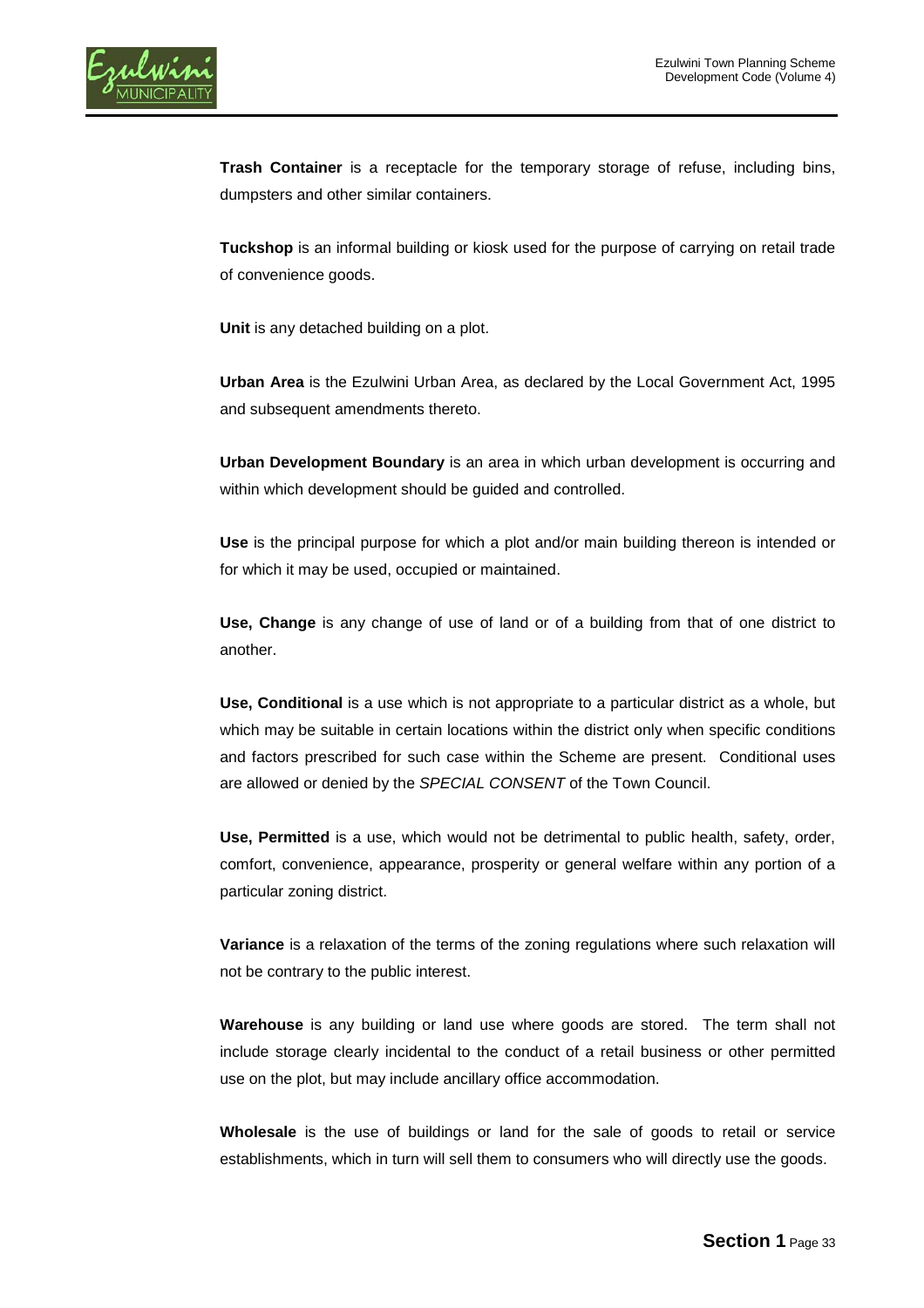**Trash Container** is a receptacle for the temporary storage of refuse, including bins, dumpsters and other similar containers.

**Tuckshop** is an informal building or kiosk used for the purpose of carrying on retail trade of convenience goods.

**Unit** is any detached building on a plot.

**Urban Area** is the Ezulwini Urban Area, as declared by the Local Government Act, 1995 and subsequent amendments thereto.

**Urban Development Boundary** is an area in which urban development is occurring and within which development should be guided and controlled.

**Use** is the principal purpose for which a plot and/or main building thereon is intended or for which it may be used, occupied or maintained.

**Use, Change** is any change of use of land or of a building from that of one district to another.

**Use, Conditional** is a use which is not appropriate to a particular district as a whole, but which may be suitable in certain locations within the district only when specific conditions and factors prescribed for such case within the Scheme are present. Conditional uses are allowed or denied by the *SPECIAL CONSENT* of the Town Council.

**Use, Permitted** is a use, which would not be detrimental to public health, safety, order, comfort, convenience, appearance, prosperity or general welfare within any portion of a particular zoning district.

**Variance** is a relaxation of the terms of the zoning regulations where such relaxation will not be contrary to the public interest.

**Warehouse** is any building or land use where goods are stored. The term shall not include storage clearly incidental to the conduct of a retail business or other permitted use on the plot, but may include ancillary office accommodation.

**Wholesale** is the use of buildings or land for the sale of goods to retail or service establishments, which in turn will sell them to consumers who will directly use the goods.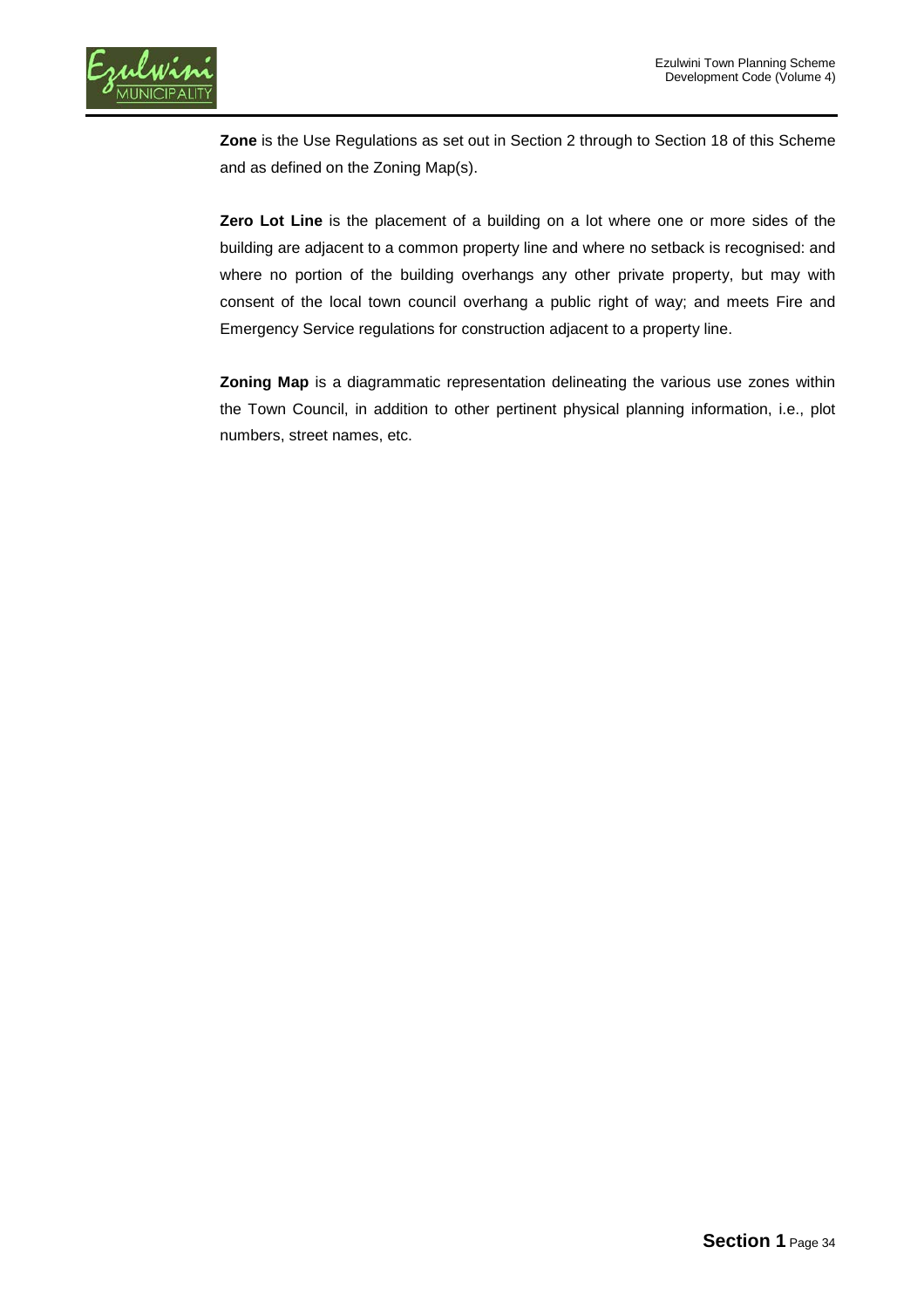**Zone** is the Use Regulations as set out in Section 2 through to Section 18 of this Scheme and as defined on the Zoning Map(s).

**Zero Lot Line** is the placement of a building on a lot where one or more sides of the building are adjacent to a common property line and where no setback is recognised: and where no portion of the building overhangs any other private property, but may with consent of the local town council overhang a public right of way; and meets Fire and Emergency Service regulations for construction adjacent to a property line.

**Zoning Map** is a diagrammatic representation delineating the various use zones within the Town Council, in addition to other pertinent physical planning information, i.e., plot numbers, street names, etc.